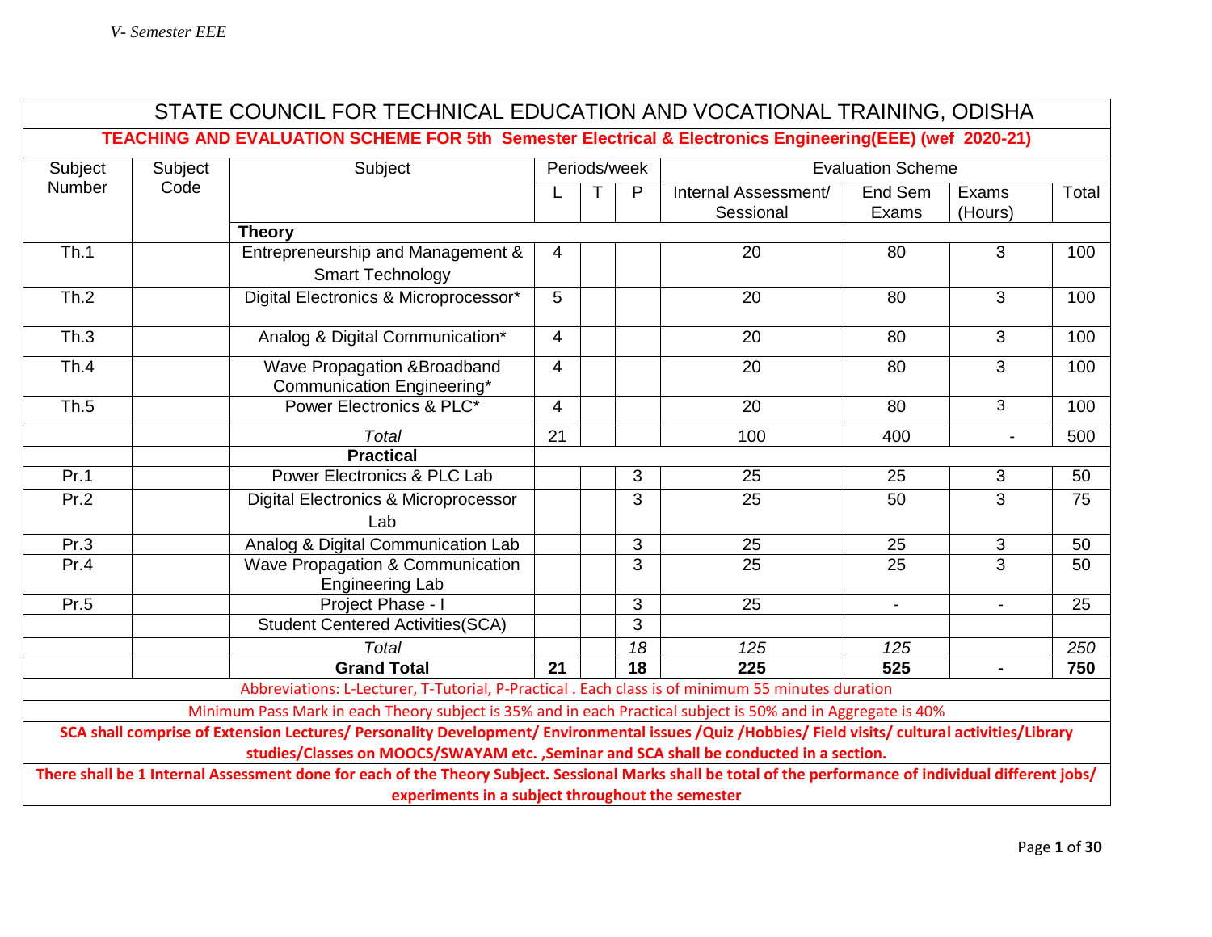# STATE COUNCIL FOR TECHNICAL EDUCATION AND VOCATIONAL TRAINING, ODISHA

**TEACHING AND EVALUATION SCHEME FOR 5th Semester Electrical & Electronics Engineering(EEE) (wef 2020-21)**

| Subject Number | Subject Code | Subject | Periods/week | | | Evaluation Scheme | | | |
|---|---|---|---|---|---|---|---|---|---|
| | | | L | T | P | Internal Assessment/ Sessional | End Sem Exams | Exams (Hours) | Total |
| | | **Theory** | | | | | | | |
| Th.1 | | Entrepreneurship and Management & Smart Technology | 4 | | | 20 | 80 | 3 | 100 |
| Th.2 | | Digital Electronics & Microprocessor* | 5 | | | 20 | 80 | 3 | 100 |
| Th.3 | | Analog & Digital Communication* | 4 | | | 20 | 80 | 3 | 100 |
| Th.4 | | Wave Propagation &Broadband Communication Engineering* | 4 | | | 20 | 80 | 3 | 100 |
| Th.5 | | Power Electronics & PLC* | 4 | | | 20 | 80 | 3 | 100 |
| | | *Total* | 21 | | | 100 | 400 | - | 500 |
| | | **Practical** | | | | | | | |
| Pr.1 | | Power Electronics & PLC Lab | | | 3 | 25 | 25 | 3 | 50 |
| Pr.2 | | Digital Electronics & Microprocessor Lab | | | 3 | 25 | 50 | 3 | 75 |
| Pr.3 | | Analog & Digital Communication Lab | | | 3 | 25 | 25 | 3 | 50 |
| Pr.4 | | Wave Propagation & Communication Engineering Lab | | | 3 | 25 | 25 | 3 | 50 |
| Pr.5 | | Project Phase - I | | | 3 | 25 | - | - | 25 |
| | | Student Centered Activities(SCA) | | | 3 | | | | |
| | | *Total* | | | *18* | *125* | *125* | | *250* |
| | | **Grand Total** | **21** | | **18** | **225** | **525** | **-** | **750** |

Abbreviations: L-Lecturer, T-Tutorial, P-Practical . Each class is of minimum 55 minutes duration

Minimum Pass Mark in each Theory subject is 35% and in each Practical subject is 50% and in Aggregate is 40%

**SCA shall comprise of Extension Lectures/ Personality Development/ Environmental issues /Quiz /Hobbies/ Field visits/ cultural activities/Library studies/Classes on MOOCS/SWAYAM etc. ,Seminar and SCA shall be conducted in a section.**

**There shall be 1 Internal Assessment done for each of the Theory Subject. Sessional Marks shall be total of the performance of individual different jobs/ experiments in a subject throughout the semester**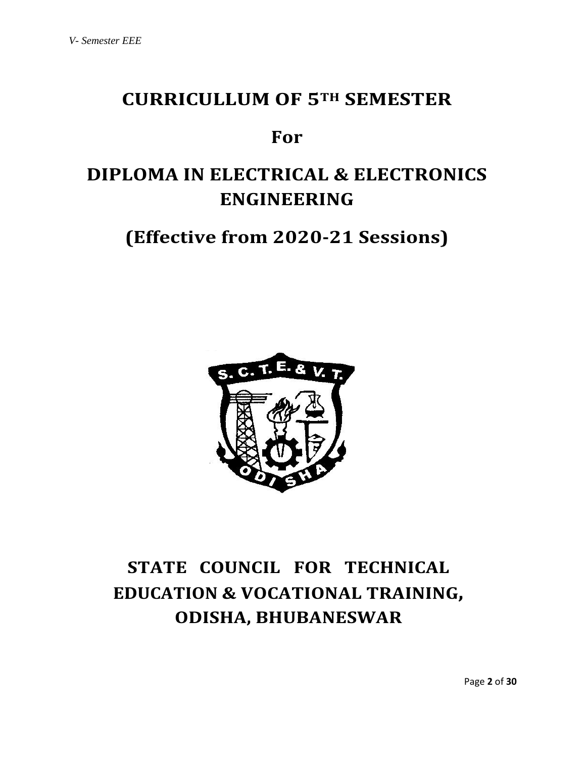# CURRICULLUM OF 5TH SEMESTER

## For

# DIPLOMA IN ELECTRICAL & ELECTRONICS ENGINEERING

## (Effective from 2020-21 Sessions)

# STATE COUNCIL FOR TECHNICAL EDUCATION & VOCATIONAL TRAINING, ODISHA, BHUBANESWAR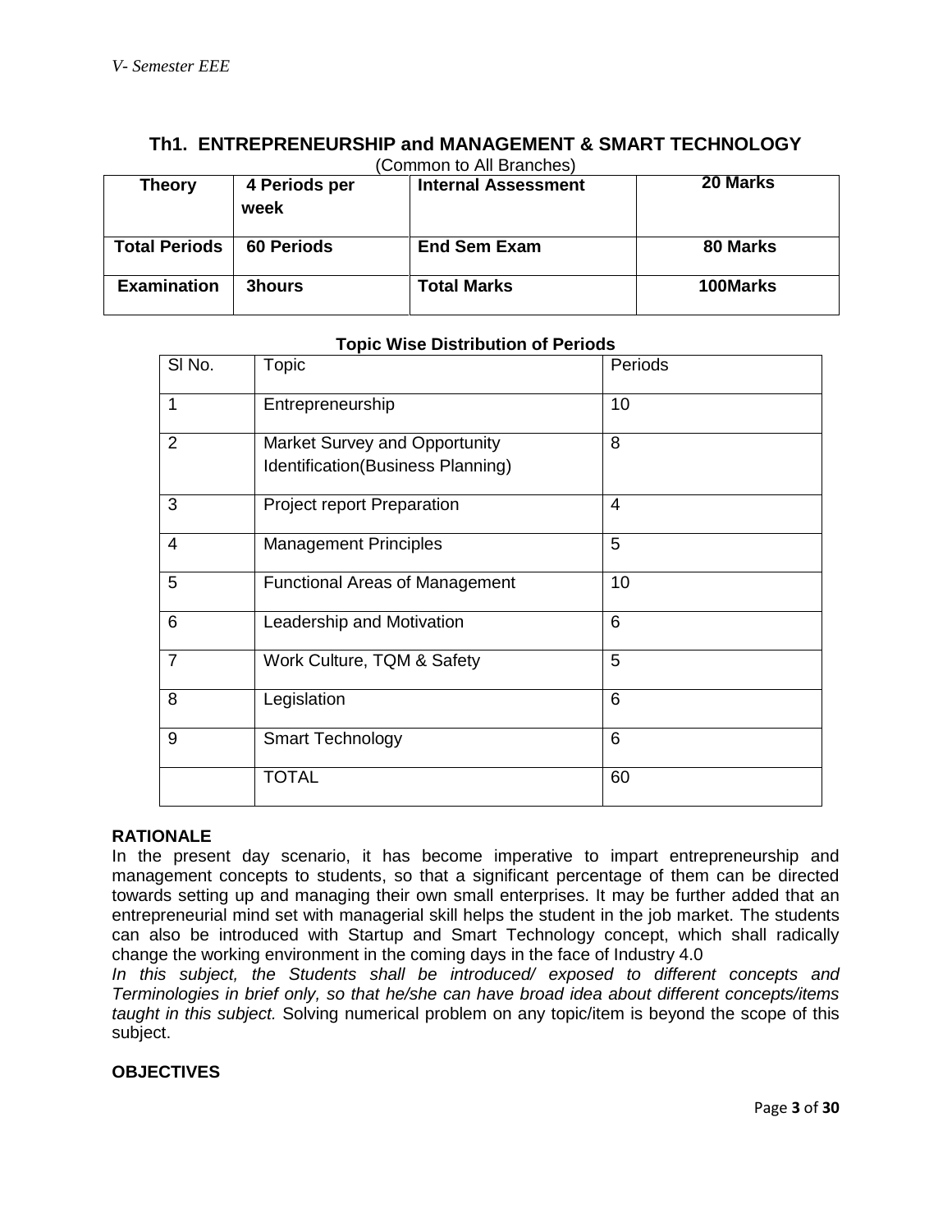## Th1. ENTREPRENEURSHIP and MANAGEMENT & SMART TECHNOLOGY

(Common to All Branches)

| Theory | 4 Periods per week | Internal Assessment | 20 Marks |
|---|---|---|---|
| Total Periods | 60 Periods | End Sem Exam | 80 Marks |
| Examination | 3hours | Total Marks | 100Marks |

**Topic Wise Distribution of Periods**

| Sl No. | Topic | Periods |
|---|---|---|
| 1 | Entrepreneurship | 10 |
| 2 | Market Survey and Opportunity Identification(Business Planning) | 8 |
| 3 | Project report Preparation | 4 |
| 4 | Management Principles | 5 |
| 5 | Functional Areas of Management | 10 |
| 6 | Leadership and Motivation | 6 |
| 7 | Work Culture, TQM & Safety | 5 |
| 8 | Legislation | 6 |
| 9 | Smart Technology | 6 |
| | TOTAL | 60 |

**RATIONALE**

In the present day scenario, it has become imperative to impart entrepreneurship and management concepts to students, so that a significant percentage of them can be directed towards setting up and managing their own small enterprises. It may be further added that an entrepreneurial mind set with managerial skill helps the student in the job market. The students can also be introduced with Startup and Smart Technology concept, which shall radically change the working environment in the coming days in the face of Industry 4.0

*In this subject, the Students shall be introduced/ exposed to different concepts and Terminologies in brief only, so that he/she can have broad idea about different concepts/items taught in this subject.* Solving numerical problem on any topic/item is beyond the scope of this subject.

**OBJECTIVES**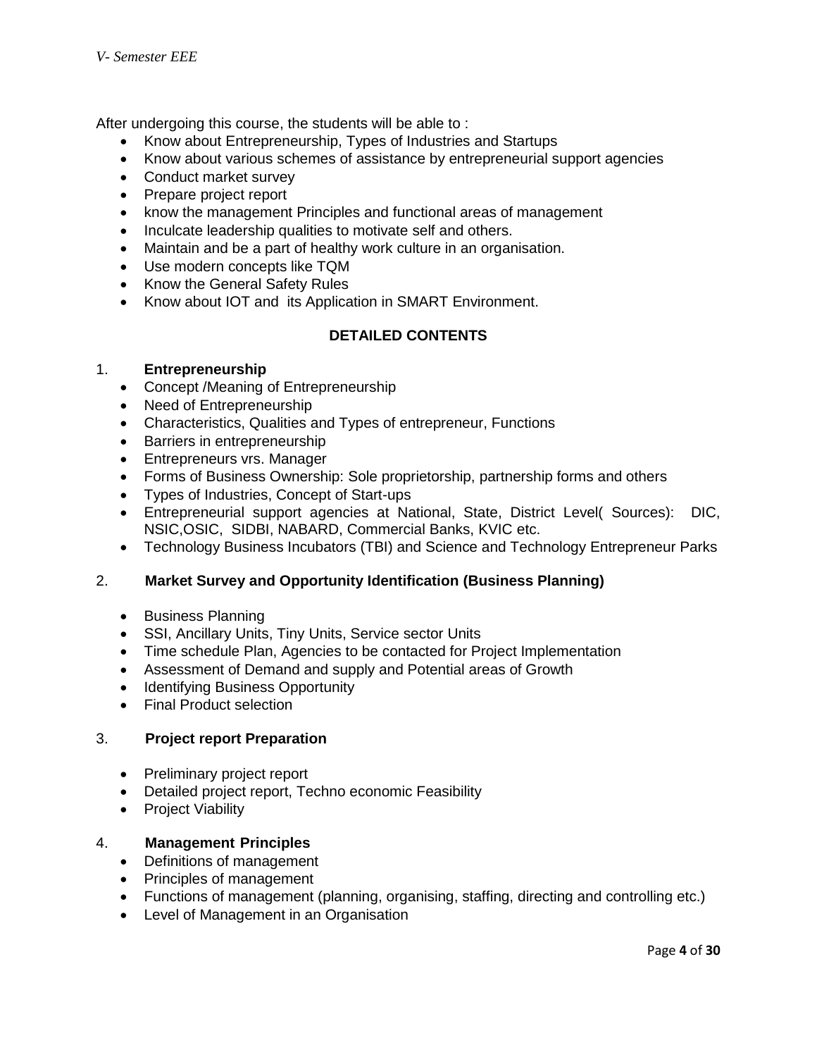After undergoing this course, the students will be able to :

- Know about Entrepreneurship, Types of Industries and Startups
- Know about various schemes of assistance by entrepreneurial support agencies
- Conduct market survey
- Prepare project report
- know the management Principles and functional areas of management
- Inculcate leadership qualities to motivate self and others.
- Maintain and be a part of healthy work culture in an organisation.
- Use modern concepts like TQM
- Know the General Safety Rules
- Know about IOT and its Application in SMART Environment.

## DETAILED CONTENTS

### 1. Entrepreneurship

- Concept /Meaning of Entrepreneurship
- Need of Entrepreneurship
- Characteristics, Qualities and Types of entrepreneur, Functions
- Barriers in entrepreneurship
- Entrepreneurs vrs. Manager
- Forms of Business Ownership: Sole proprietorship, partnership forms and others
- Types of Industries, Concept of Start-ups
- Entrepreneurial support agencies at National, State, District Level( Sources): DIC, NSIC,OSIC, SIDBI, NABARD, Commercial Banks, KVIC etc.
- Technology Business Incubators (TBI) and Science and Technology Entrepreneur Parks

### 2. Market Survey and Opportunity Identification (Business Planning)

- Business Planning
- SSI, Ancillary Units, Tiny Units, Service sector Units
- Time schedule Plan, Agencies to be contacted for Project Implementation
- Assessment of Demand and supply and Potential areas of Growth
- Identifying Business Opportunity
- Final Product selection

### 3. Project report Preparation

- Preliminary project report
- Detailed project report, Techno economic Feasibility
- Project Viability

### 4. Management Principles

- Definitions of management
- Principles of management
- Functions of management (planning, organising, staffing, directing and controlling etc.)
- Level of Management in an Organisation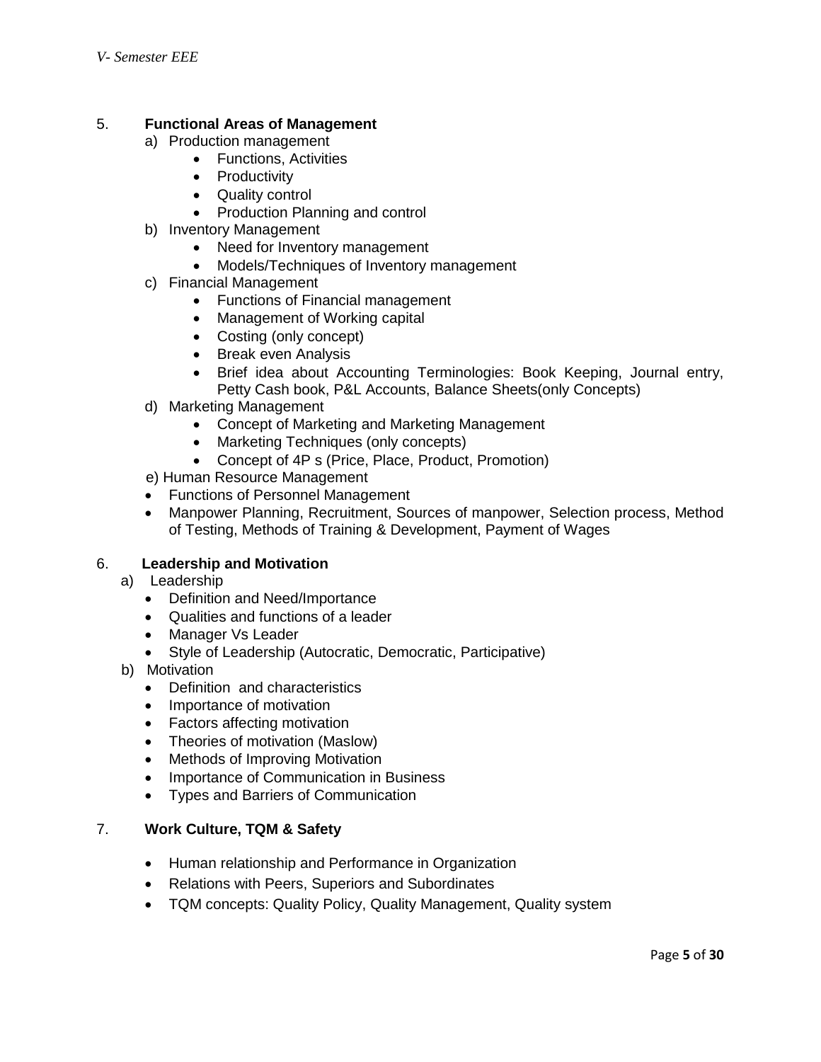5. **Functional Areas of Management**

a) Production management
   - Functions, Activities
   - Productivity
   - Quality control
   - Production Planning and control

b) Inventory Management
   - Need for Inventory management
   - Models/Techniques of Inventory management

c) Financial Management
   - Functions of Financial management
   - Management of Working capital
   - Costing (only concept)
   - Break even Analysis
   - Brief idea about Accounting Terminologies: Book Keeping, Journal entry, Petty Cash book, P&L Accounts, Balance Sheets(only Concepts)

d) Marketing Management
   - Concept of Marketing and Marketing Management
   - Marketing Techniques (only concepts)
   - Concept of 4P s (Price, Place, Product, Promotion)

e) Human Resource Management
   - Functions of Personnel Management
   - Manpower Planning, Recruitment, Sources of manpower, Selection process, Method of Testing, Methods of Training & Development, Payment of Wages

6. **Leadership and Motivation**

a) Leadership
   - Definition and Need/Importance
   - Qualities and functions of a leader
   - Manager Vs Leader
   - Style of Leadership (Autocratic, Democratic, Participative)

b) Motivation
   - Definition and characteristics
   - Importance of motivation
   - Factors affecting motivation
   - Theories of motivation (Maslow)
   - Methods of Improving Motivation
   - Importance of Communication in Business
   - Types and Barriers of Communication

7. **Work Culture, TQM & Safety**

   - Human relationship and Performance in Organization
   - Relations with Peers, Superiors and Subordinates
   - TQM concepts: Quality Policy, Quality Management, Quality system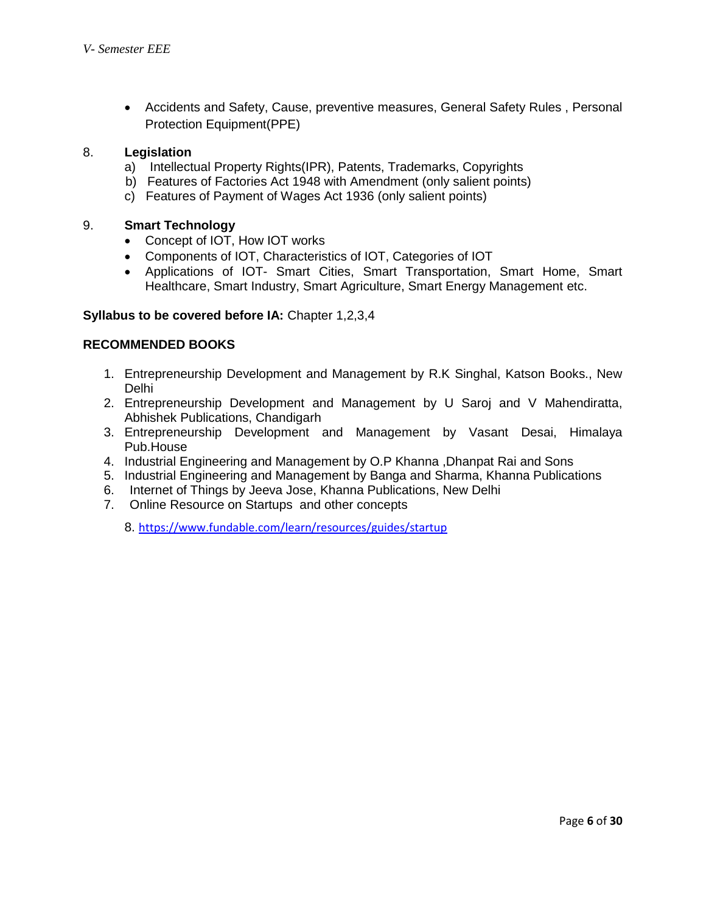- Accidents and Safety, Cause, preventive measures, General Safety Rules , Personal Protection Equipment(PPE)

8. **Legislation**
   a) Intellectual Property Rights(IPR), Patents, Trademarks, Copyrights
   b) Features of Factories Act 1948 with Amendment (only salient points)
   c) Features of Payment of Wages Act 1936 (only salient points)

9. **Smart Technology**
   - Concept of IOT, How IOT works
   - Components of IOT, Characteristics of IOT, Categories of IOT
   - Applications of IOT- Smart Cities, Smart Transportation, Smart Home, Smart Healthcare, Smart Industry, Smart Agriculture, Smart Energy Management etc.

**Syllabus to be covered before IA:** Chapter 1,2,3,4

**RECOMMENDED BOOKS**

1. Entrepreneurship Development and Management by R.K Singhal, Katson Books., New Delhi
2. Entrepreneurship Development and Management by U Saroj and V Mahendiratta, Abhishek Publications, Chandigarh
3. Entrepreneurship Development and Management by Vasant Desai, Himalaya Pub.House
4. Industrial Engineering and Management by O.P Khanna ,Dhanpat Rai and Sons
5. Industrial Engineering and Management by Banga and Sharma, Khanna Publications
6. Internet of Things by Jeeva Jose, Khanna Publications, New Delhi
7. Online Resource on Startups and other concepts
8. https://www.fundable.com/learn/resources/guides/startup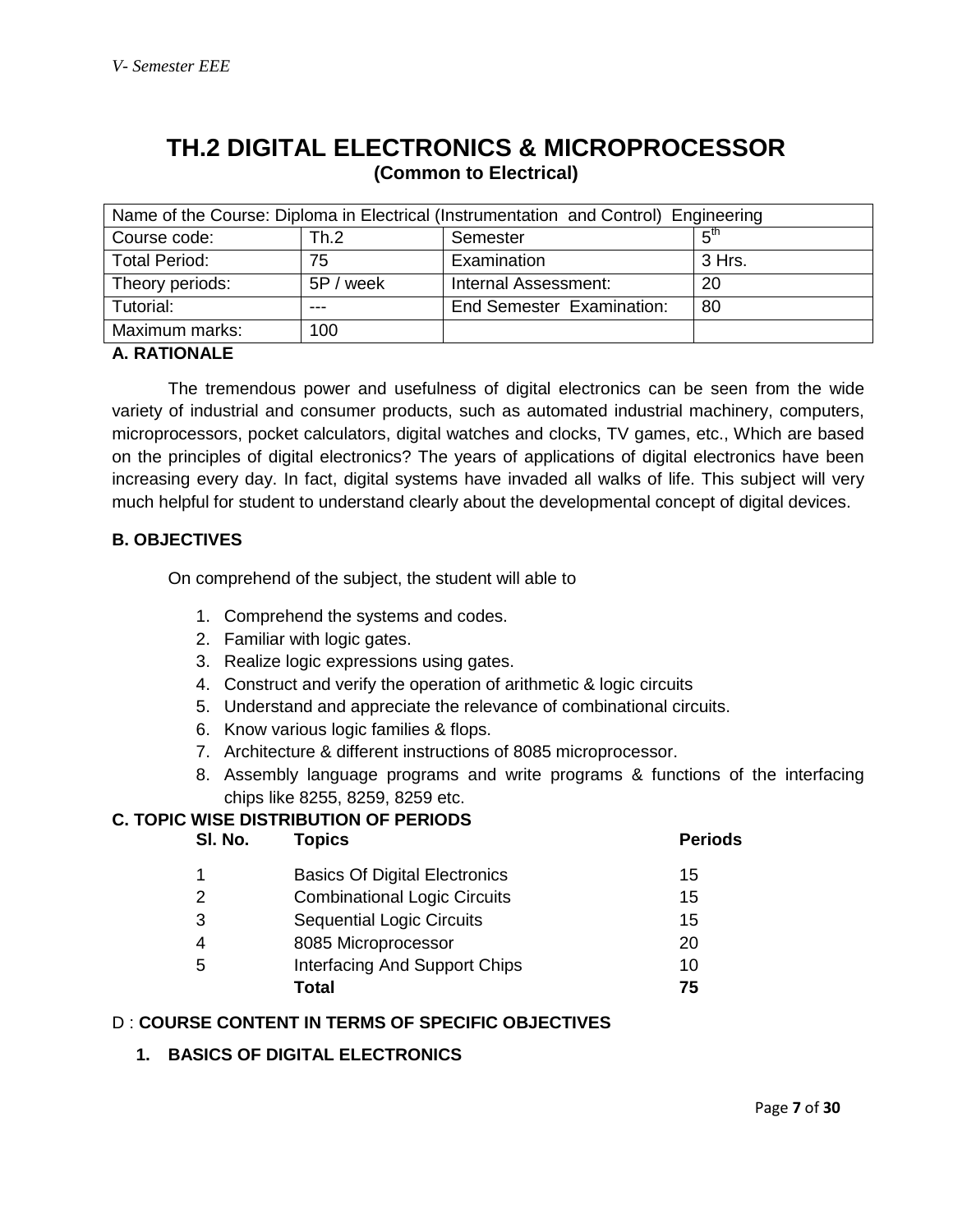# TH.2 DIGITAL ELECTRONICS & MICROPROCESSOR

**(Common to Electrical)**

| Name of the Course: Diploma in Electrical (Instrumentation and Control) Engineering | | | |
|---|---|---|---|
| Course code: | Th.2 | Semester | 5th |
| Total Period: | 75 | Examination | 3 Hrs. |
| Theory periods: | 5P / week | Internal Assessment: | 20 |
| Tutorial: | --- | End Semester Examination: | 80 |
| Maximum marks: | 100 | | |

**A. RATIONALE**

The tremendous power and usefulness of digital electronics can be seen from the wide variety of industrial and consumer products, such as automated industrial machinery, computers, microprocessors, pocket calculators, digital watches and clocks, TV games, etc., Which are based on the principles of digital electronics? The years of applications of digital electronics have been increasing every day. In fact, digital systems have invaded all walks of life. This subject will very much helpful for student to understand clearly about the developmental concept of digital devices.

**B. OBJECTIVES**

On comprehend of the subject, the student will able to

1. Comprehend the systems and codes.
2. Familiar with logic gates.
3. Realize logic expressions using gates.
4. Construct and verify the operation of arithmetic & logic circuits
5. Understand and appreciate the relevance of combinational circuits.
6. Know various logic families & flops.
7. Architecture & different instructions of 8085 microprocessor.
8. Assembly language programs and write programs & functions of the interfacing chips like 8255, 8259, 8259 etc.

**C. TOPIC WISE DISTRIBUTION OF PERIODS**

| Sl. No. | Topics | Periods |
|---|---|---|
| 1 | Basics Of Digital Electronics | 15 |
| 2 | Combinational Logic Circuits | 15 |
| 3 | Sequential Logic Circuits | 15 |
| 4 | 8085 Microprocessor | 20 |
| 5 | Interfacing And Support Chips | 10 |
| | **Total** | **75** |

D : **COURSE CONTENT IN TERMS OF SPECIFIC OBJECTIVES**

1. **BASICS OF DIGITAL ELECTRONICS**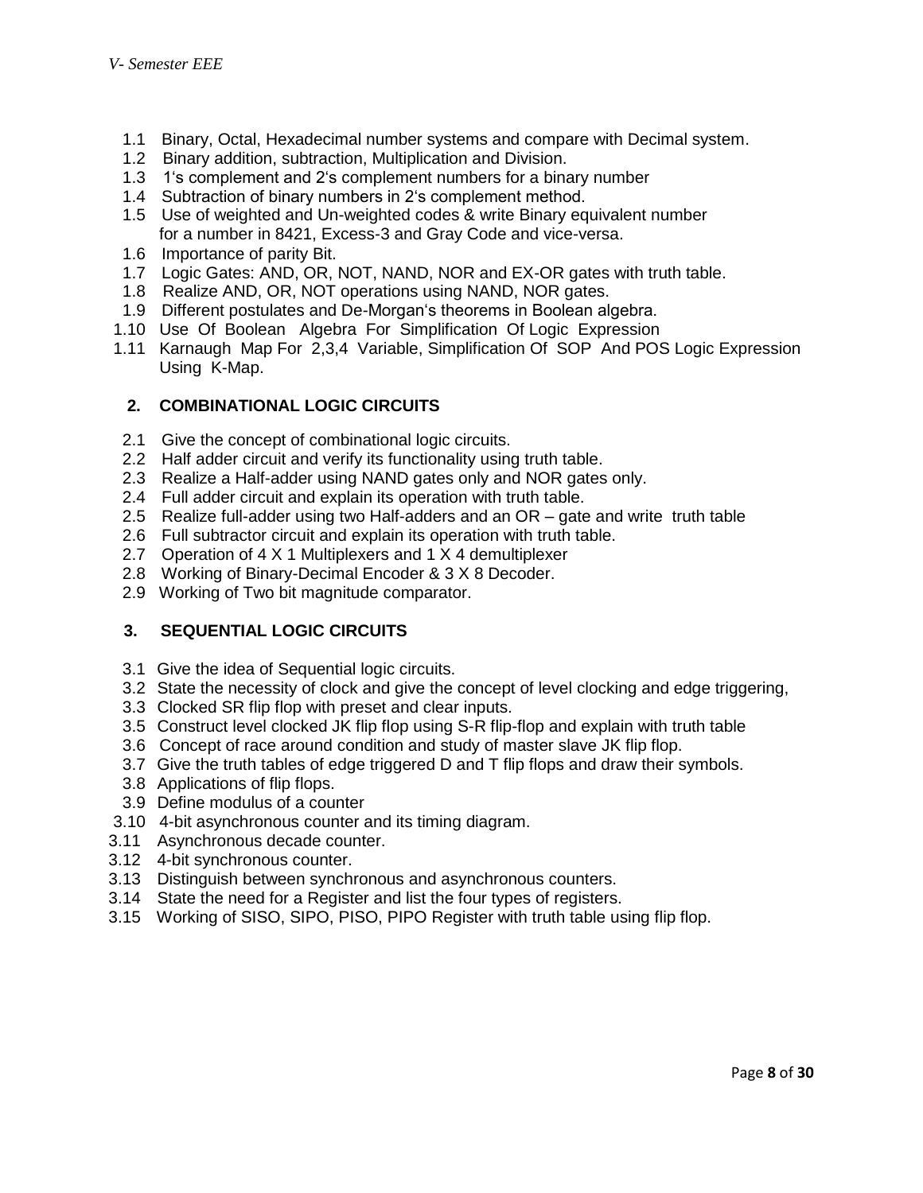1.1 Binary, Octal, Hexadecimal number systems and compare with Decimal system.
1.2 Binary addition, subtraction, Multiplication and Division.
1.3 1's complement and 2's complement numbers for a binary number
1.4 Subtraction of binary numbers in 2's complement method.
1.5 Use of weighted and Un-weighted codes & write Binary equivalent number for a number in 8421, Excess-3 and Gray Code and vice-versa.
1.6 Importance of parity Bit.
1.7 Logic Gates: AND, OR, NOT, NAND, NOR and EX-OR gates with truth table.
1.8 Realize AND, OR, NOT operations using NAND, NOR gates.
1.9 Different postulates and De-Morgan's theorems in Boolean algebra.
1.10 Use Of Boolean Algebra For Simplification Of Logic Expression
1.11 Karnaugh Map For 2,3,4 Variable, Simplification Of SOP And POS Logic Expression Using K-Map.

## 2. COMBINATIONAL LOGIC CIRCUITS

2.1 Give the concept of combinational logic circuits.
2.2 Half adder circuit and verify its functionality using truth table.
2.3 Realize a Half-adder using NAND gates only and NOR gates only.
2.4 Full adder circuit and explain its operation with truth table.
2.5 Realize full-adder using two Half-adders and an OR – gate and write truth table
2.6 Full subtractor circuit and explain its operation with truth table.
2.7 Operation of 4 X 1 Multiplexers and 1 X 4 demultiplexer
2.8 Working of Binary-Decimal Encoder & 3 X 8 Decoder.
2.9 Working of Two bit magnitude comparator.

## 3. SEQUENTIAL LOGIC CIRCUITS

3.1 Give the idea of Sequential logic circuits.
3.2 State the necessity of clock and give the concept of level clocking and edge triggering,
3.3 Clocked SR flip flop with preset and clear inputs.
3.5 Construct level clocked JK flip flop using S-R flip-flop and explain with truth table
3.6 Concept of race around condition and study of master slave JK flip flop.
3.7 Give the truth tables of edge triggered D and T flip flops and draw their symbols.
3.8 Applications of flip flops.
3.9 Define modulus of a counter
3.10 4-bit asynchronous counter and its timing diagram.
3.11 Asynchronous decade counter.
3.12 4-bit synchronous counter.
3.13 Distinguish between synchronous and asynchronous counters.
3.14 State the need for a Register and list the four types of registers.
3.15 Working of SISO, SIPO, PISO, PIPO Register with truth table using flip flop.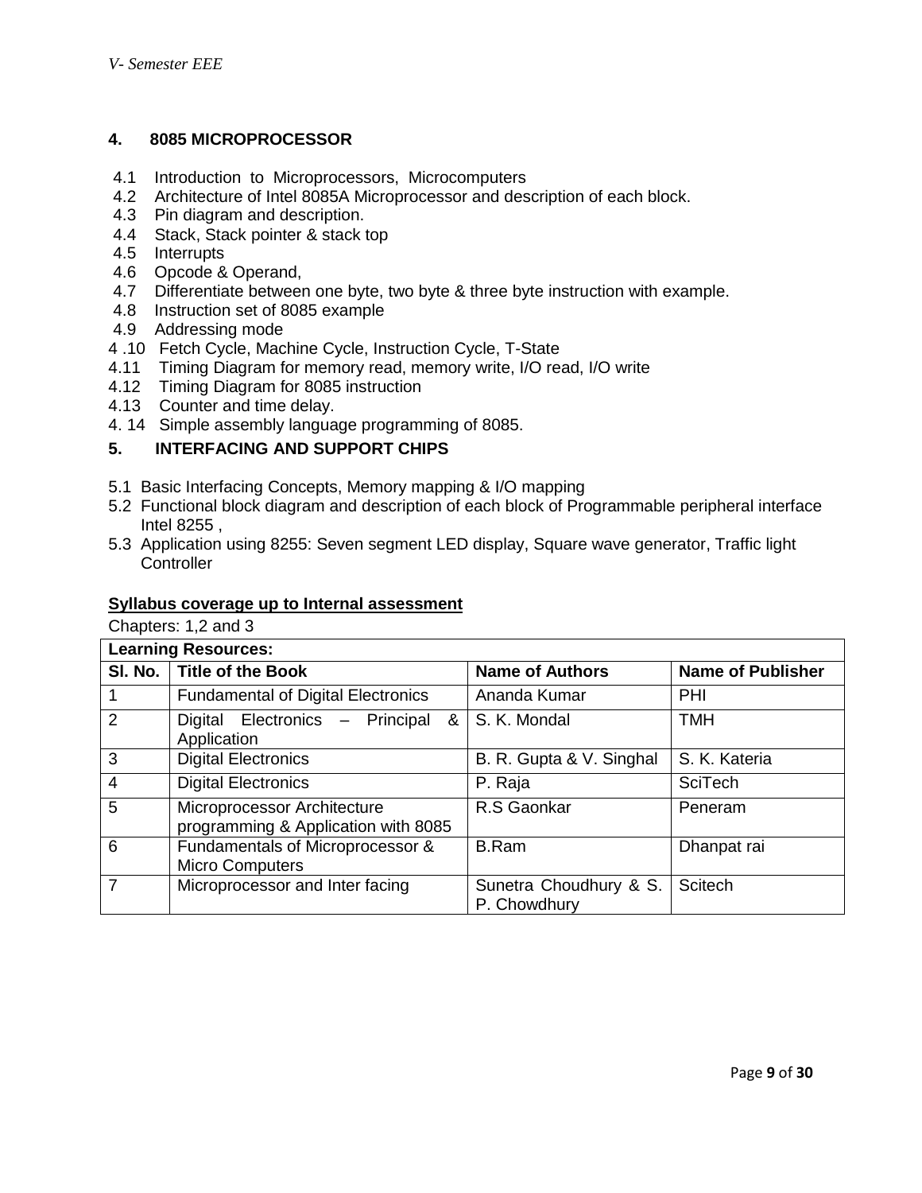## 4. 8085 MICROPROCESSOR

4.1 Introduction to Microprocessors, Microcomputers
4.2 Architecture of Intel 8085A Microprocessor and description of each block.
4.3 Pin diagram and description.
4.4 Stack, Stack pointer & stack top
4.5 Interrupts
4.6 Opcode & Operand,
4.7 Differentiate between one byte, two byte & three byte instruction with example.
4.8 Instruction set of 8085 example
4.9 Addressing mode
4 .10 Fetch Cycle, Machine Cycle, Instruction Cycle, T-State
4.11 Timing Diagram for memory read, memory write, I/O read, I/O write
4.12 Timing Diagram for 8085 instruction
4.13 Counter and time delay.
4. 14 Simple assembly language programming of 8085.

## 5. INTERFACING AND SUPPORT CHIPS

5.1 Basic Interfacing Concepts, Memory mapping & I/O mapping
5.2 Functional block diagram and description of each block of Programmable peripheral interface Intel 8255 ,
5.3 Application using 8255: Seven segment LED display, Square wave generator, Traffic light Controller

**<u>Syllabus coverage up to Internal assessment</u>**

Chapters: 1,2 and 3

**Learning Resources:**

| Sl. No. | Title of the Book | Name of Authors | Name of Publisher |
|---|---|---|---|
| 1 | Fundamental of Digital Electronics | Ananda Kumar | PHI |
| 2 | Digital Electronics – Principal & Application | S. K. Mondal | TMH |
| 3 | Digital Electronics | B. R. Gupta & V. Singhal | S. K. Kateria |
| 4 | Digital Electronics | P. Raja | SciTech |
| 5 | Microprocessor Architecture programming & Application with 8085 | R.S Gaonkar | Peneram |
| 6 | Fundamentals of Microprocessor & Micro Computers | B.Ram | Dhanpat rai |
| 7 | Microprocessor and Inter facing | Sunetra Choudhury & S. P. Chowdhury | Scitech |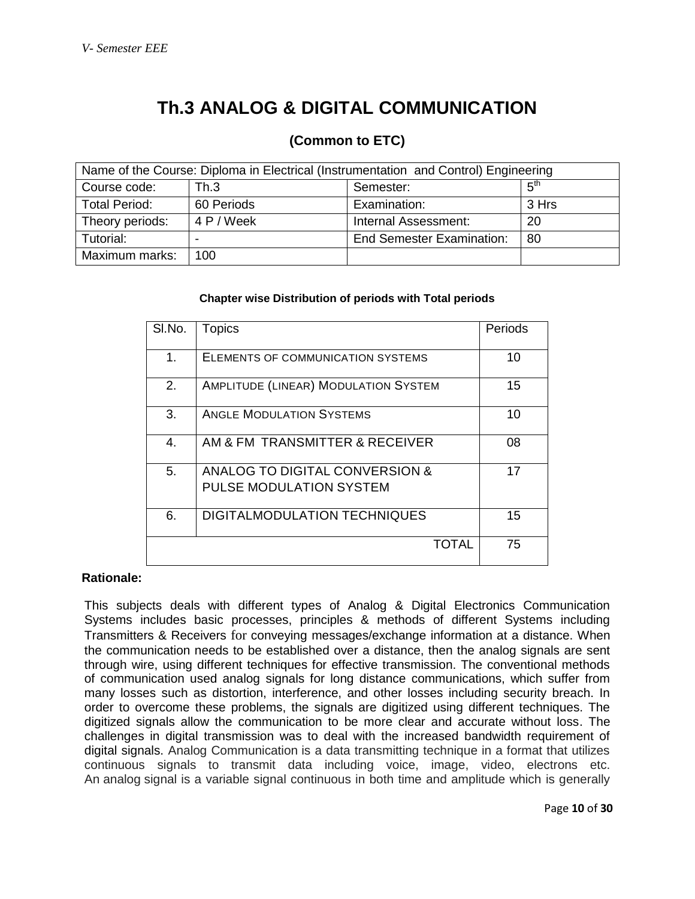# Th.3 ANALOG & DIGITAL COMMUNICATION

## (Common to ETC)

| Name of the Course: Diploma in Electrical (Instrumentation and Control) Engineering | | | |
|---|---|---|---|
| Course code: | Th.3 | Semester: | 5th |
| Total Period: | 60 Periods | Examination: | 3 Hrs |
| Theory periods: | 4 P / Week | Internal Assessment: | 20 |
| Tutorial: | - | End Semester Examination: | 80 |
| Maximum marks: | 100 | | |

**Chapter wise Distribution of periods with Total periods**

| Sl.No. | Topics | Periods |
|---|---|---|
| 1. | ELEMENTS OF COMMUNICATION SYSTEMS | 10 |
| 2. | AMPLITUDE (LINEAR) MODULATION SYSTEM | 15 |
| 3. | ANGLE MODULATION SYSTEMS | 10 |
| 4. | AM & FM TRANSMITTER & RECEIVER | 08 |
| 5. | ANALOG TO DIGITAL CONVERSION & PULSE MODULATION SYSTEM | 17 |
| 6. | DIGITALMODULATION TECHNIQUES | 15 |
| | TOTAL | 75 |

**Rationale:**

This subjects deals with different types of Analog & Digital Electronics Communication Systems includes basic processes, principles & methods of different Systems including Transmitters & Receivers for conveying messages/exchange information at a distance. When the communication needs to be established over a distance, then the analog signals are sent through wire, using different techniques for effective transmission. The conventional methods of communication used analog signals for long distance communications, which suffer from many losses such as distortion, interference, and other losses including security breach. In order to overcome these problems, the signals are digitized using different techniques. The digitized signals allow the communication to be more clear and accurate without loss. The challenges in digital transmission was to deal with the increased bandwidth requirement of digital signals. Analog Communication is a data transmitting technique in a format that utilizes continuous signals to transmit data including voice, image, video, electrons etc. An analog signal is a variable signal continuous in both time and amplitude which is generally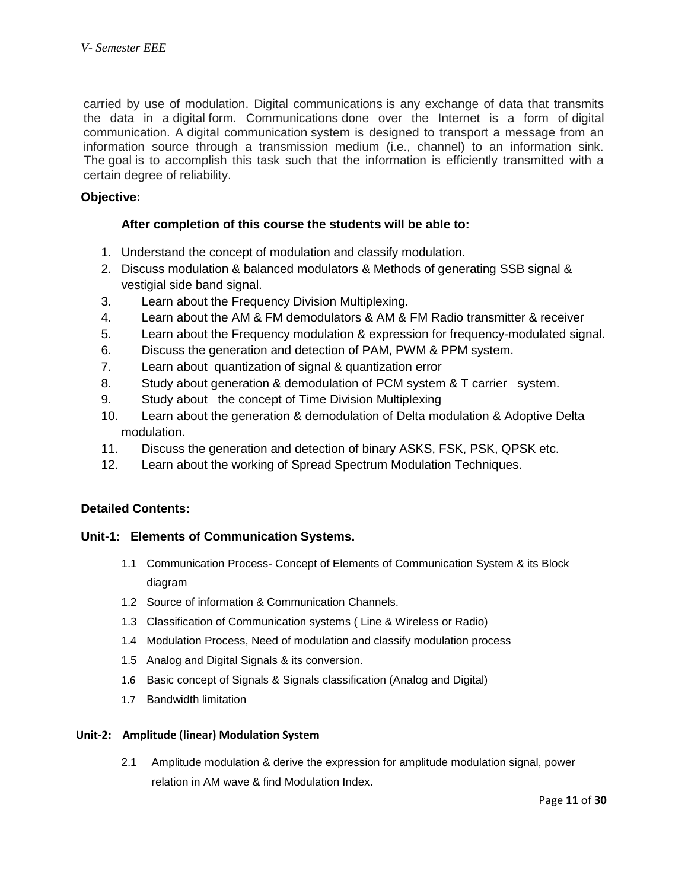carried by use of modulation. Digital communications is any exchange of data that transmits the data in a digital form. Communications done over the Internet is a form of digital communication. A digital communication system is designed to transport a message from an information source through a transmission medium (i.e., channel) to an information sink. The goal is to accomplish this task such that the information is efficiently transmitted with a certain degree of reliability.

**Objective:**

**After completion of this course the students will be able to:**

1. Understand the concept of modulation and classify modulation.
2. Discuss modulation & balanced modulators & Methods of generating SSB signal & vestigial side band signal.
3. Learn about the Frequency Division Multiplexing.
4. Learn about the AM & FM demodulators & AM & FM Radio transmitter & receiver
5. Learn about the Frequency modulation & expression for frequency-modulated signal.
6. Discuss the generation and detection of PAM, PWM & PPM system.
7. Learn about quantization of signal & quantization error
8. Study about generation & demodulation of PCM system & T carrier system.
9. Study about the concept of Time Division Multiplexing
10. Learn about the generation & demodulation of Delta modulation & Adoptive Delta modulation.
11. Discuss the generation and detection of binary ASKS, FSK, PSK, QPSK etc.
12. Learn about the working of Spread Spectrum Modulation Techniques.

**Detailed Contents:**

**Unit-1: Elements of Communication Systems.**

1.1 Communication Process- Concept of Elements of Communication System & its Block diagram
1.2 Source of information & Communication Channels.
1.3 Classification of Communication systems ( Line & Wireless or Radio)
1.4 Modulation Process, Need of modulation and classify modulation process
1.5 Analog and Digital Signals & its conversion.
1.6 Basic concept of Signals & Signals classification (Analog and Digital)
1.7 Bandwidth limitation

**Unit-2: Amplitude (linear) Modulation System**

2.1 Amplitude modulation & derive the expression for amplitude modulation signal, power relation in AM wave & find Modulation Index.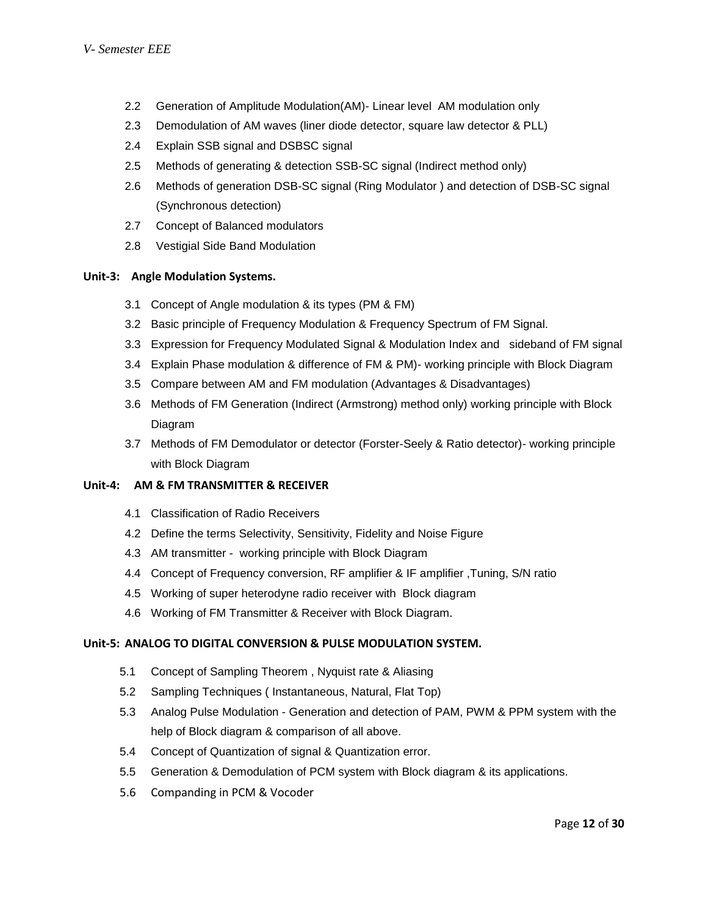- 2.2 Generation of Amplitude Modulation(AM)- Linear level AM modulation only
- 2.3 Demodulation of AM waves (liner diode detector, square law detector & PLL)
- 2.4 Explain SSB signal and DSBSC signal
- 2.5 Methods of generating & detection SSB-SC signal (Indirect method only)
- 2.6 Methods of generation DSB-SC signal (Ring Modulator ) and detection of DSB-SC signal (Synchronous detection)
- 2.7 Concept of Balanced modulators
- 2.8 Vestigial Side Band Modulation

**Unit-3: Angle Modulation Systems.**

- 3.1 Concept of Angle modulation & its types (PM & FM)
- 3.2 Basic principle of Frequency Modulation & Frequency Spectrum of FM Signal.
- 3.3 Expression for Frequency Modulated Signal & Modulation Index and sideband of FM signal
- 3.4 Explain Phase modulation & difference of FM & PM)- working principle with Block Diagram
- 3.5 Compare between AM and FM modulation (Advantages & Disadvantages)
- 3.6 Methods of FM Generation (Indirect (Armstrong) method only) working principle with Block Diagram
- 3.7 Methods of FM Demodulator or detector (Forster-Seely & Ratio detector)- working principle with Block Diagram

**Unit-4: AM & FM TRANSMITTER & RECEIVER**

- 4.1 Classification of Radio Receivers
- 4.2 Define the terms Selectivity, Sensitivity, Fidelity and Noise Figure
- 4.3 AM transmitter - working principle with Block Diagram
- 4.4 Concept of Frequency conversion, RF amplifier & IF amplifier ,Tuning, S/N ratio
- 4.5 Working of super heterodyne radio receiver with Block diagram
- 4.6 Working of FM Transmitter & Receiver with Block Diagram.

**Unit-5: ANALOG TO DIGITAL CONVERSION & PULSE MODULATION SYSTEM.**

- 5.1 Concept of Sampling Theorem , Nyquist rate & Aliasing
- 5.2 Sampling Techniques ( Instantaneous, Natural, Flat Top)
- 5.3 Analog Pulse Modulation - Generation and detection of PAM, PWM & PPM system with the help of Block diagram & comparison of all above.
- 5.4 Concept of Quantization of signal & Quantization error.
- 5.5 Generation & Demodulation of PCM system with Block diagram & its applications.
- 5.6 Companding in PCM & Vocoder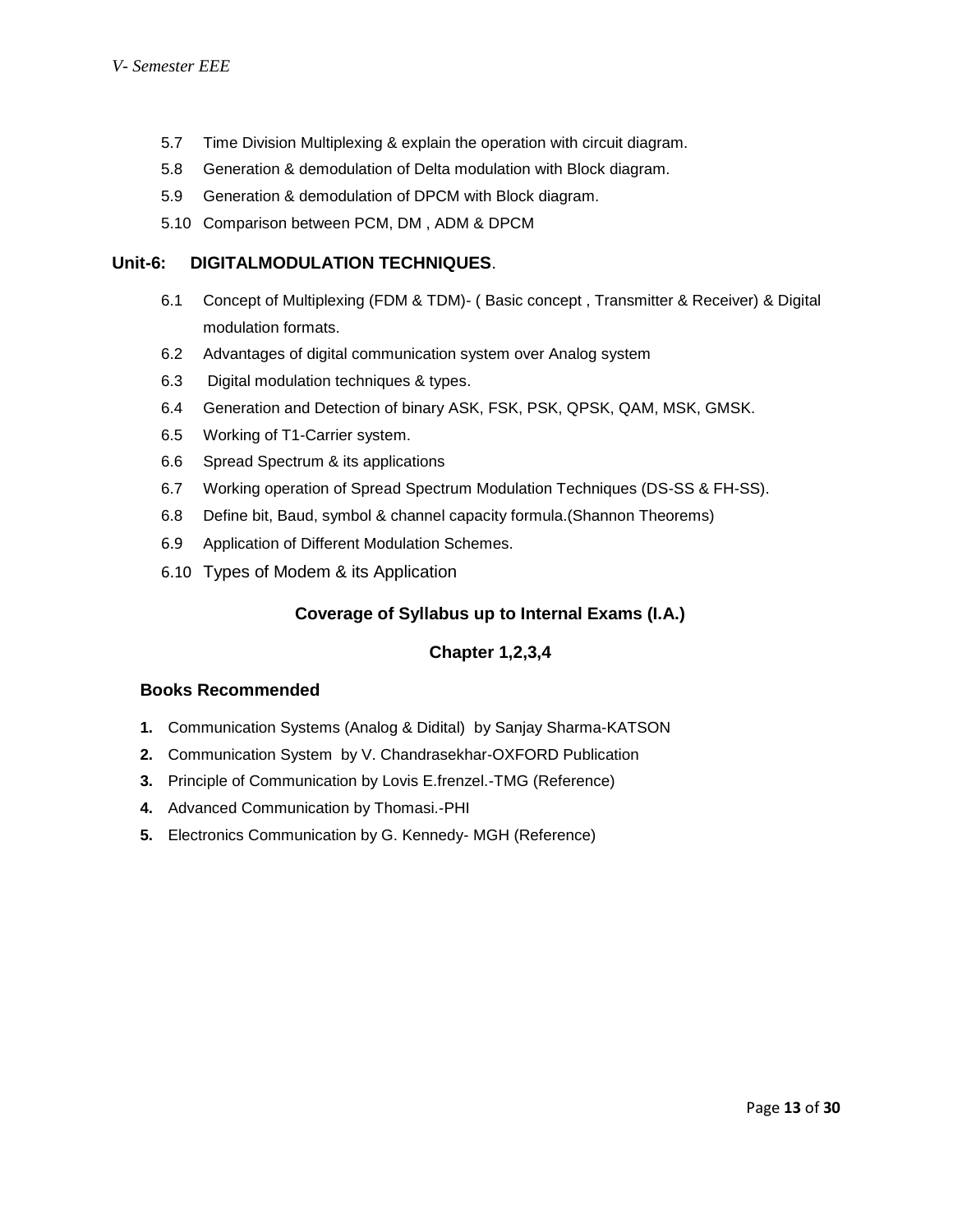- 5.7 Time Division Multiplexing & explain the operation with circuit diagram.
- 5.8 Generation & demodulation of Delta modulation with Block diagram.
- 5.9 Generation & demodulation of DPCM with Block diagram.
- 5.10 Comparison between PCM, DM , ADM & DPCM

## Unit-6: DIGITALMODULATION TECHNIQUES.

- 6.1 Concept of Multiplexing (FDM & TDM)- ( Basic concept , Transmitter & Receiver) & Digital modulation formats.
- 6.2 Advantages of digital communication system over Analog system
- 6.3 Digital modulation techniques & types.
- 6.4 Generation and Detection of binary ASK, FSK, PSK, QPSK, QAM, MSK, GMSK.
- 6.5 Working of T1-Carrier system.
- 6.6 Spread Spectrum & its applications
- 6.7 Working operation of Spread Spectrum Modulation Techniques (DS-SS & FH-SS).
- 6.8 Define bit, Baud, symbol & channel capacity formula.(Shannon Theorems)
- 6.9 Application of Different Modulation Schemes.
- 6.10 Types of Modem & its Application

**Coverage of Syllabus up to Internal Exams (I.A.)**

**Chapter 1,2,3,4**

### Books Recommended

1. Communication Systems (Analog & Didital) by Sanjay Sharma-KATSON
2. Communication System by V. Chandrasekhar-OXFORD Publication
3. Principle of Communication by Lovis E.frenzel.-TMG (Reference)
4. Advanced Communication by Thomasi.-PHI
5. Electronics Communication by G. Kennedy- MGH (Reference)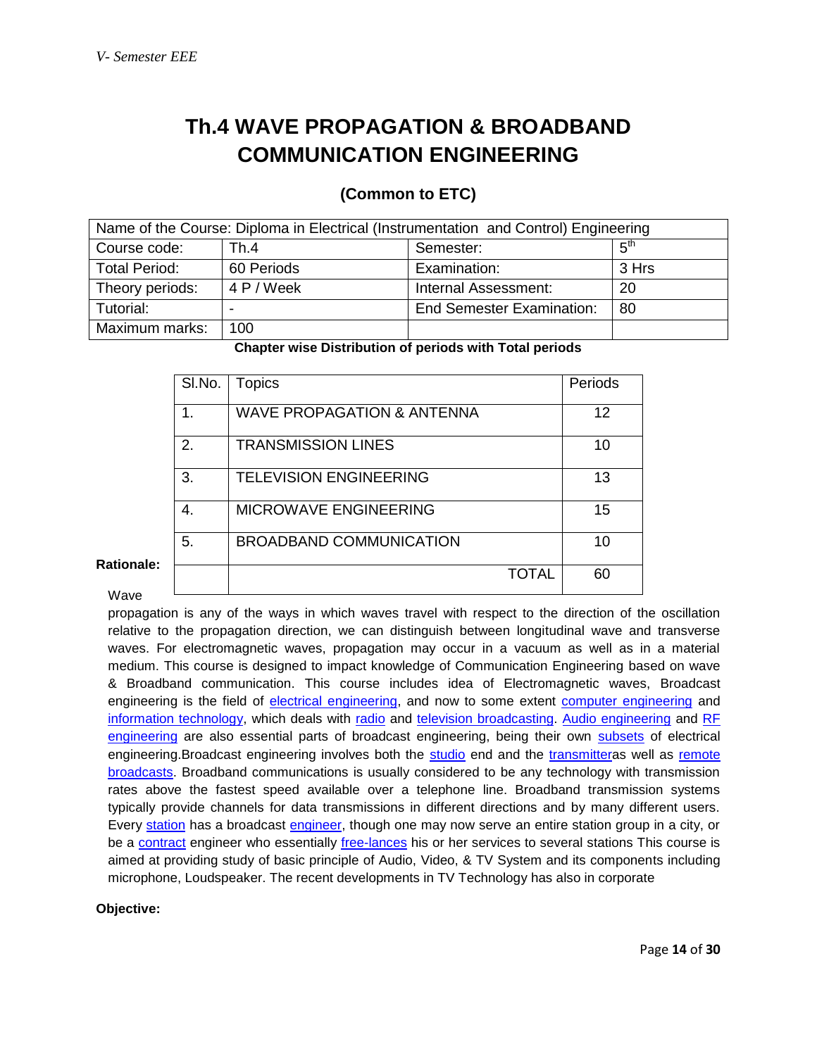# Th.4 WAVE PROPAGATION & BROADBAND COMMUNICATION ENGINEERING

### (Common to ETC)

| Name of the Course: Diploma in Electrical (Instrumentation and Control) Engineering | | | |
|---|---|---|---|
| Course code: | Th.4 | Semester: | 5th |
| Total Period: | 60 Periods | Examination: | 3 Hrs |
| Theory periods: | 4 P / Week | Internal Assessment: | 20 |
| Tutorial: | - | End Semester Examination: | 80 |
| Maximum marks: | 100 | | |

**Chapter wise Distribution of periods with Total periods**

| Sl.No. | Topics | Periods |
|---|---|---|
| 1. | WAVE PROPAGATION & ANTENNA | 12 |
| 2. | TRANSMISSION LINES | 10 |
| 3. | TELEVISION ENGINEERING | 13 |
| 4. | MICROWAVE ENGINEERING | 15 |
| 5. | BROADBAND COMMUNICATION | 10 |
| | TOTAL | 60 |

**Rationale:**

Wave propagation is any of the ways in which waves travel with respect to the direction of the oscillation relative to the propagation direction, we can distinguish between longitudinal wave and transverse waves. For electromagnetic waves, propagation may occur in a vacuum as well as in a material medium. This course is designed to impact knowledge of Communication Engineering based on wave & Broadband communication. This course includes idea of Electromagnetic waves, Broadcast engineering is the field of electrical engineering, and now to some extent computer engineering and information technology, which deals with radio and television broadcasting. Audio engineering and RF engineering are also essential parts of broadcast engineering, being their own subsets of electrical engineering.Broadcast engineering involves both the studio end and the transmitteras well as remote broadcasts. Broadband communications is usually considered to be any technology with transmission rates above the fastest speed available over a telephone line. Broadband transmission systems typically provide channels for data transmissions in different directions and by many different users. Every station has a broadcast engineer, though one may now serve an entire station group in a city, or be a contract engineer who essentially free-lances his or her services to several stations This course is aimed at providing study of basic principle of Audio, Video, & TV System and its components including microphone, Loudspeaker. The recent developments in TV Technology has also in corporate

**Objective:**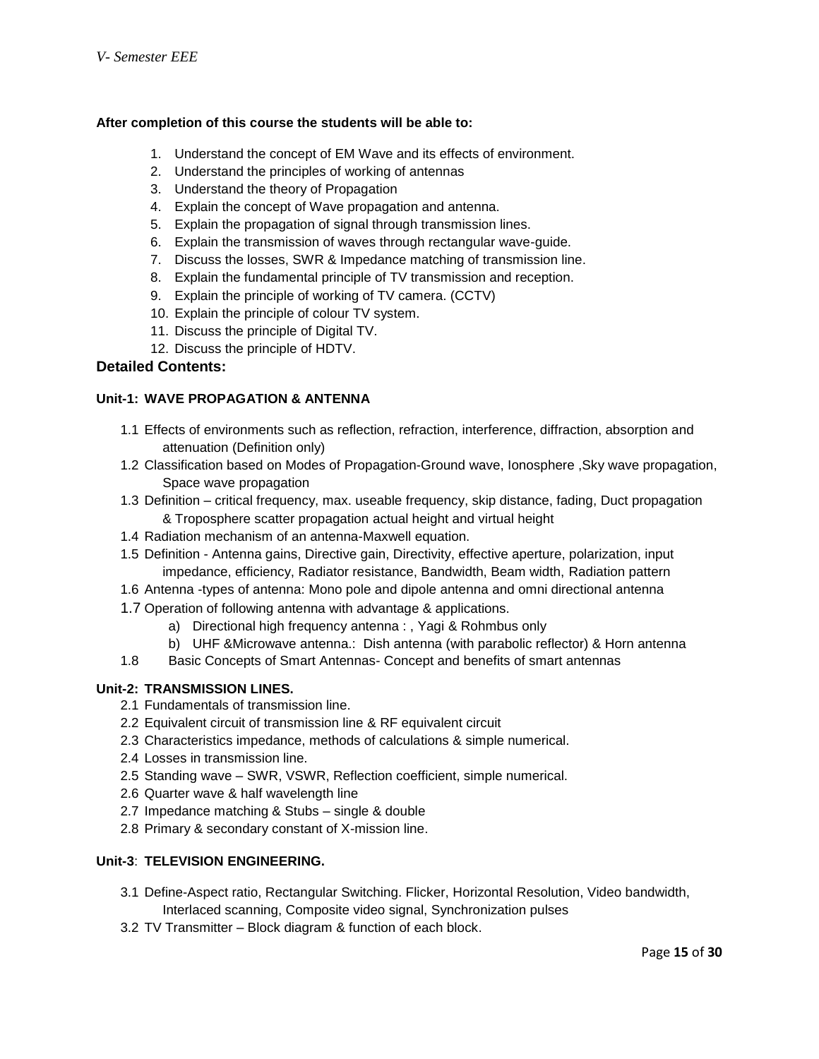**After completion of this course the students will be able to:**

1. Understand the concept of EM Wave and its effects of environment.
2. Understand the principles of working of antennas
3. Understand the theory of Propagation
4. Explain the concept of Wave propagation and antenna.
5. Explain the propagation of signal through transmission lines.
6. Explain the transmission of waves through rectangular wave-guide.
7. Discuss the losses, SWR & Impedance matching of transmission line.
8. Explain the fundamental principle of TV transmission and reception.
9. Explain the principle of working of TV camera. (CCTV)
10. Explain the principle of colour TV system.
11. Discuss the principle of Digital TV.
12. Discuss the principle of HDTV.

## Detailed Contents:

### Unit-1: WAVE PROPAGATION & ANTENNA

1.1 Effects of environments such as reflection, refraction, interference, diffraction, absorption and attenuation (Definition only)

1.2 Classification based on Modes of Propagation-Ground wave, Ionosphere ,Sky wave propagation, Space wave propagation

1.3 Definition – critical frequency, max. useable frequency, skip distance, fading, Duct propagation & Troposphere scatter propagation actual height and virtual height

1.4 Radiation mechanism of an antenna-Maxwell equation.

1.5 Definition - Antenna gains, Directive gain, Directivity, effective aperture, polarization, input impedance, efficiency, Radiator resistance, Bandwidth, Beam width, Radiation pattern

1.6 Antenna -types of antenna: Mono pole and dipole antenna and omni directional antenna

1.7 Operation of following antenna with advantage & applications.

- a) Directional high frequency antenna : , Yagi & Rohmbus only
- b) UHF &Microwave antenna.: Dish antenna (with parabolic reflector) & Horn antenna

1.8 Basic Concepts of Smart Antennas- Concept and benefits of smart antennas

### Unit-2: TRANSMISSION LINES.

2.1 Fundamentals of transmission line.

2.2 Equivalent circuit of transmission line & RF equivalent circuit

2.3 Characteristics impedance, methods of calculations & simple numerical.

2.4 Losses in transmission line.

2.5 Standing wave – SWR, VSWR, Reflection coefficient, simple numerical.

2.6 Quarter wave & half wavelength line

2.7 Impedance matching & Stubs – single & double

2.8 Primary & secondary constant of X-mission line.

### Unit-3: TELEVISION ENGINEERING.

3.1 Define-Aspect ratio, Rectangular Switching. Flicker, Horizontal Resolution, Video bandwidth, Interlaced scanning, Composite video signal, Synchronization pulses

3.2 TV Transmitter – Block diagram & function of each block.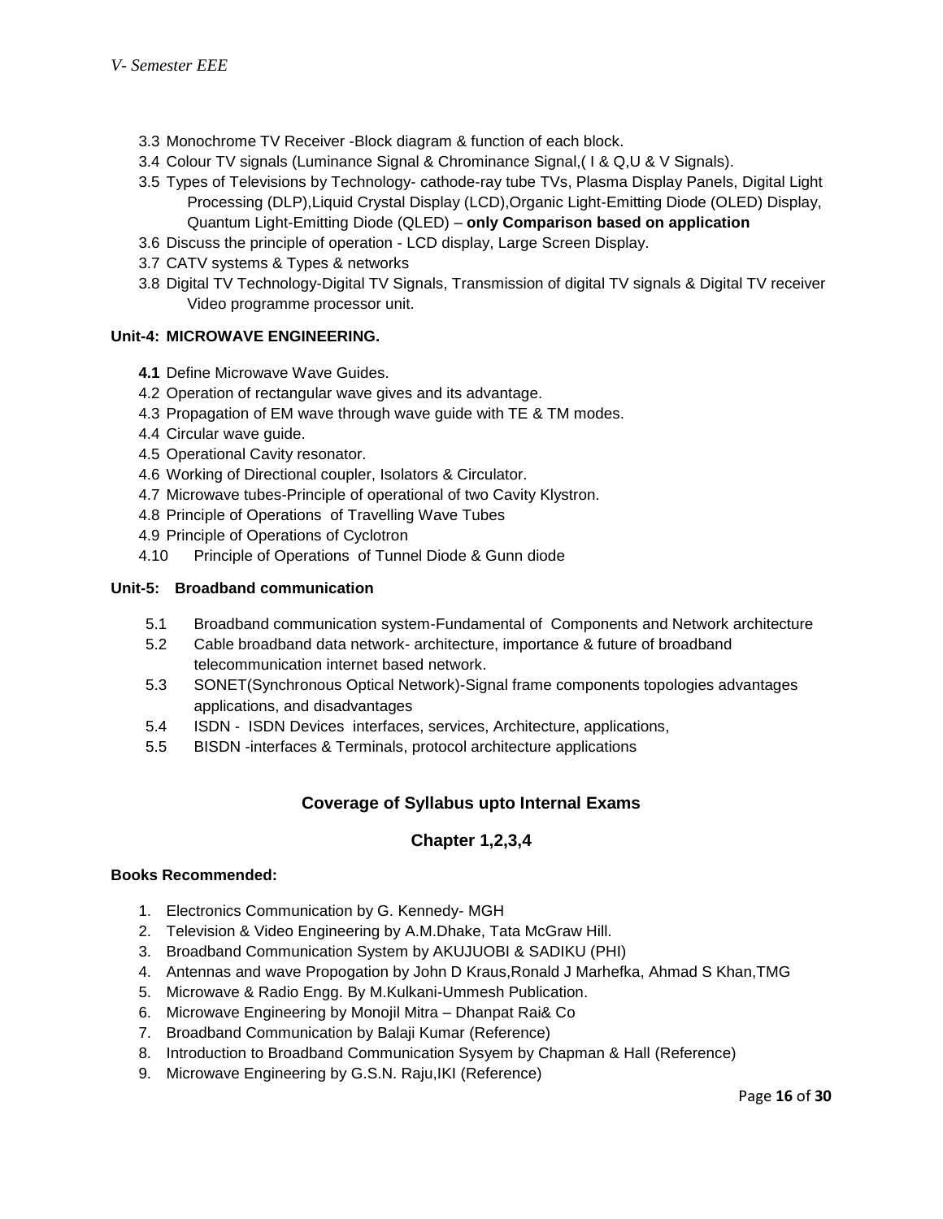- 3.3 Monochrome TV Receiver -Block diagram & function of each block.
- 3.4 Colour TV signals (Luminance Signal & Chrominance Signal,( I & Q,U & V Signals).
- 3.5 Types of Televisions by Technology- cathode-ray tube TVs, Plasma Display Panels, Digital Light Processing (DLP),Liquid Crystal Display (LCD),Organic Light-Emitting Diode (OLED) Display, Quantum Light-Emitting Diode (QLED) – **only Comparison based on application**
- 3.6 Discuss the principle of operation - LCD display, Large Screen Display.
- 3.7 CATV systems & Types & networks
- 3.8 Digital TV Technology-Digital TV Signals, Transmission of digital TV signals & Digital TV receiver Video programme processor unit.

**Unit-4: MICROWAVE ENGINEERING.**

- **4.1** Define Microwave Wave Guides.
- 4.2 Operation of rectangular wave gives and its advantage.
- 4.3 Propagation of EM wave through wave guide with TE & TM modes.
- 4.4 Circular wave guide.
- 4.5 Operational Cavity resonator.
- 4.6 Working of Directional coupler, Isolators & Circulator.
- 4.7 Microwave tubes-Principle of operational of two Cavity Klystron.
- 4.8 Principle of Operations of Travelling Wave Tubes
- 4.9 Principle of Operations of Cyclotron
- 4.10 Principle of Operations of Tunnel Diode & Gunn diode

**Unit-5: Broadband communication**

- 5.1 Broadband communication system-Fundamental of Components and Network architecture
- 5.2 Cable broadband data network- architecture, importance & future of broadband telecommunication internet based network.
- 5.3 SONET(Synchronous Optical Network)-Signal frame components topologies advantages applications, and disadvantages
- 5.4 ISDN - ISDN Devices interfaces, services, Architecture, applications,
- 5.5 BISDN -interfaces & Terminals, protocol architecture applications

## Coverage of Syllabus upto Internal Exams

### Chapter 1,2,3,4

**Books Recommended:**

1. Electronics Communication by G. Kennedy- MGH
2. Television & Video Engineering by A.M.Dhake, Tata McGraw Hill.
3. Broadband Communication System by AKUJUOBI & SADIKU (PHI)
4. Antennas and wave Propogation by John D Kraus,Ronald J Marhefka, Ahmad S Khan,TMG
5. Microwave & Radio Engg. By M.Kulkani-Ummesh Publication.
6. Microwave Engineering by Monojil Mitra – Dhanpat Rai& Co
7. Broadband Communication by Balaji Kumar (Reference)
8. Introduction to Broadband Communication Sysyem by Chapman & Hall (Reference)
9. Microwave Engineering by G.S.N. Raju,IKI (Reference)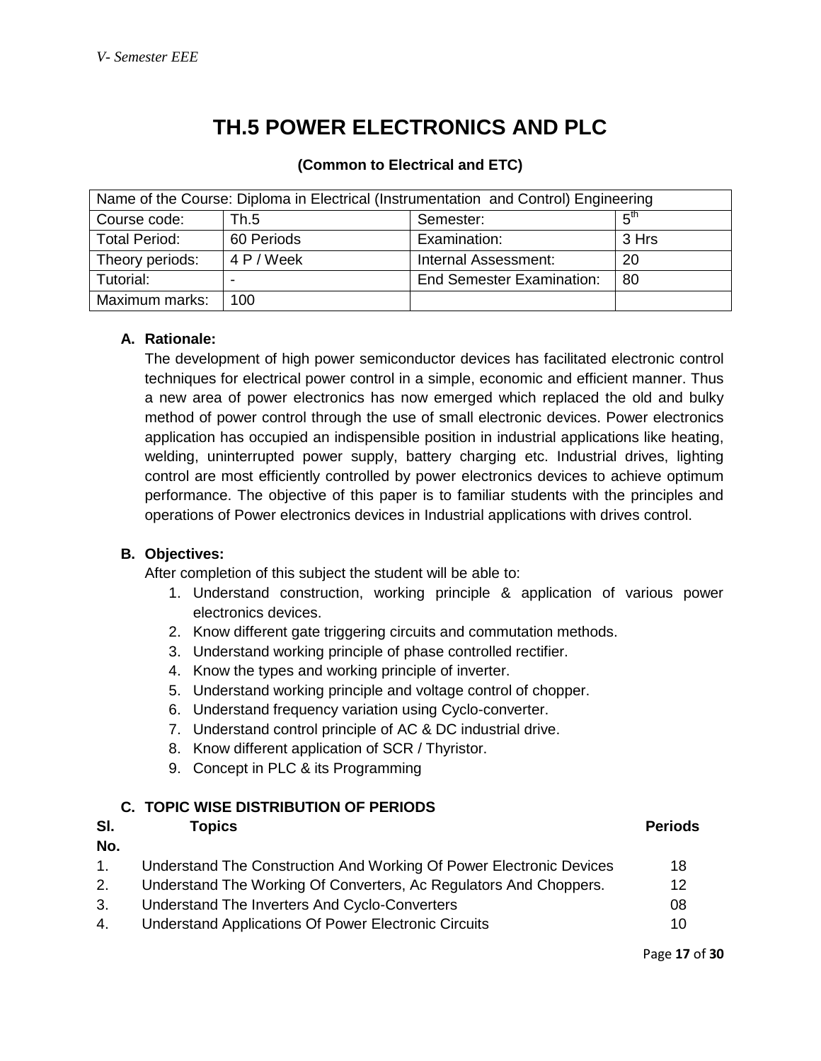# TH.5 POWER ELECTRONICS AND PLC

**(Common to Electrical and ETC)**

| Name of the Course: Diploma in Electrical (Instrumentation and Control) Engineering | | | |
|---|---|---|---|
| Course code: | Th.5 | Semester: | $5^{th}$ |
| Total Period: | 60 Periods | Examination: | 3 Hrs |
| Theory periods: | 4 P / Week | Internal Assessment: | 20 |
| Tutorial: | - | End Semester Examination: | 80 |
| Maximum marks: | 100 | | |

**A. Rationale:**

The development of high power semiconductor devices has facilitated electronic control techniques for electrical power control in a simple, economic and efficient manner. Thus a new area of power electronics has now emerged which replaced the old and bulky method of power control through the use of small electronic devices. Power electronics application has occupied an indispensible position in industrial applications like heating, welding, uninterrupted power supply, battery charging etc. Industrial drives, lighting control are most efficiently controlled by power electronics devices to achieve optimum performance. The objective of this paper is to familiar students with the principles and operations of Power electronics devices in Industrial applications with drives control.

**B. Objectives:**

After completion of this subject the student will be able to:

1. Understand construction, working principle & application of various power electronics devices.
2. Know different gate triggering circuits and commutation methods.
3. Understand working principle of phase controlled rectifier.
4. Know the types and working principle of inverter.
5. Understand working principle and voltage control of chopper.
6. Understand frequency variation using Cyclo-converter.
7. Understand control principle of AC & DC industrial drive.
8. Know different application of SCR / Thyristor.
9. Concept in PLC & its Programming

**C. TOPIC WISE DISTRIBUTION OF PERIODS**

| Sl. No. | Topics | Periods |
|---|---|---|
| 1. | Understand The Construction And Working Of Power Electronic Devices | 18 |
| 2. | Understand The Working Of Converters, Ac Regulators And Choppers. | 12 |
| 3. | Understand The Inverters And Cyclo-Converters | 08 |
| 4. | Understand Applications Of Power Electronic Circuits | 10 |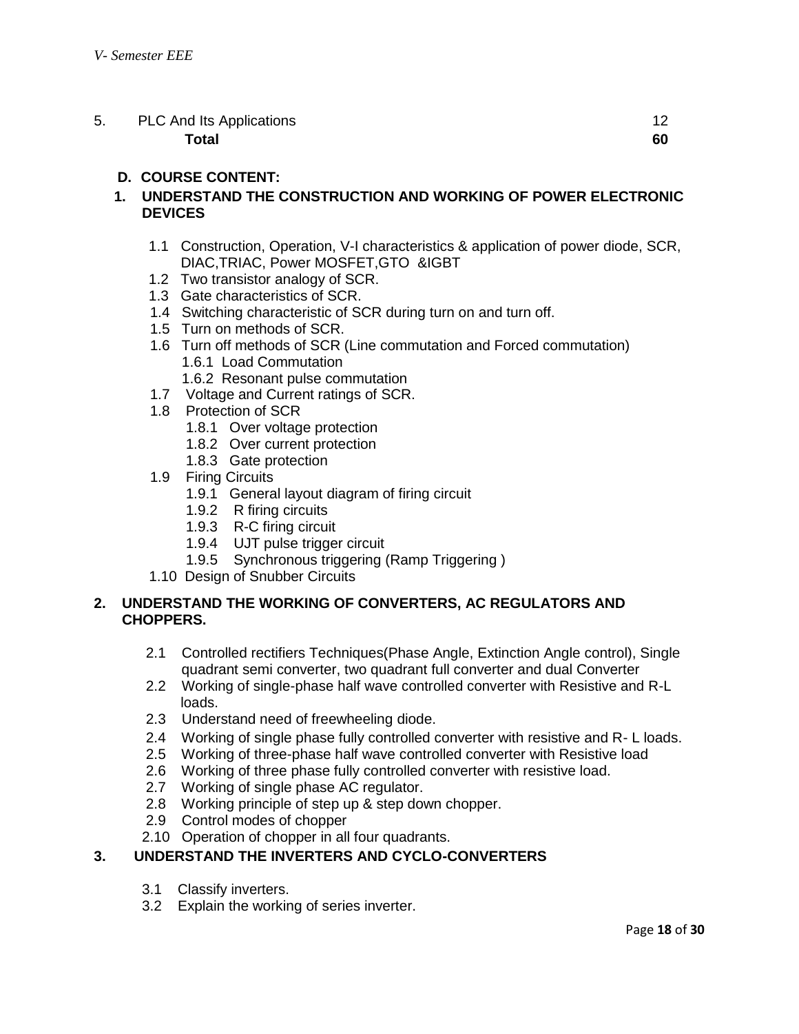5. PLC And Its Applications 12

**Total** **60**

## D. COURSE CONTENT:

### 1. UNDERSTAND THE CONSTRUCTION AND WORKING OF POWER ELECTRONIC DEVICES

- 1.1 Construction, Operation, V-I characteristics & application of power diode, SCR, DIAC,TRIAC, Power MOSFET,GTO &IGBT
- 1.2 Two transistor analogy of SCR.
- 1.3 Gate characteristics of SCR.
- 1.4 Switching characteristic of SCR during turn on and turn off.
- 1.5 Turn on methods of SCR.
- 1.6 Turn off methods of SCR (Line commutation and Forced commutation)
  - 1.6.1 Load Commutation
  - 1.6.2 Resonant pulse commutation
- 1.7 Voltage and Current ratings of SCR.
- 1.8 Protection of SCR
  - 1.8.1 Over voltage protection
  - 1.8.2 Over current protection
  - 1.8.3 Gate protection
- 1.9 Firing Circuits
  - 1.9.1 General layout diagram of firing circuit
  - 1.9.2 R firing circuits
  - 1.9.3 R-C firing circuit
  - 1.9.4 UJT pulse trigger circuit
  - 1.9.5 Synchronous triggering (Ramp Triggering )
- 1.10 Design of Snubber Circuits

### 2. UNDERSTAND THE WORKING OF CONVERTERS, AC REGULATORS AND CHOPPERS.

- 2.1 Controlled rectifiers Techniques(Phase Angle, Extinction Angle control), Single quadrant semi converter, two quadrant full converter and dual Converter
- 2.2 Working of single-phase half wave controlled converter with Resistive and R-L loads.
- 2.3 Understand need of freewheeling diode.
- 2.4 Working of single phase fully controlled converter with resistive and R- L loads.
- 2.5 Working of three-phase half wave controlled converter with Resistive load
- 2.6 Working of three phase fully controlled converter with resistive load.
- 2.7 Working of single phase AC regulator.
- 2.8 Working principle of step up & step down chopper.
- 2.9 Control modes of chopper
- 2.10 Operation of chopper in all four quadrants.

### 3. UNDERSTAND THE INVERTERS AND CYCLO-CONVERTERS

- 3.1 Classify inverters.
- 3.2 Explain the working of series inverter.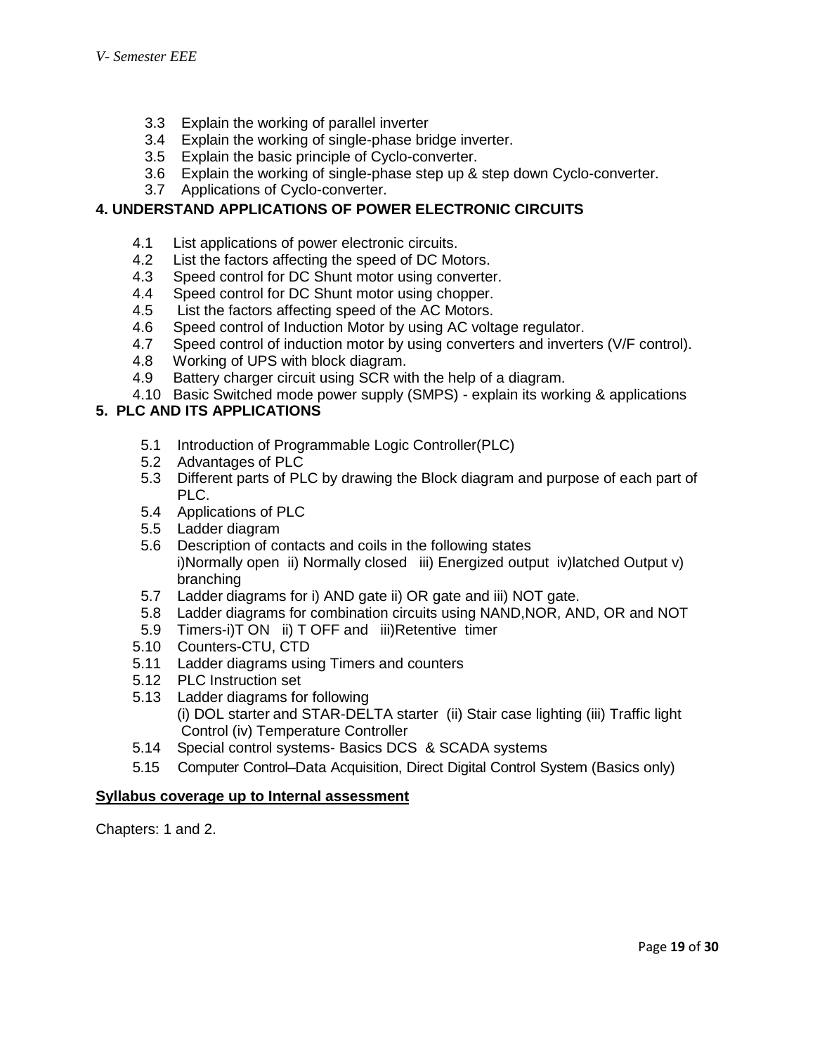- 3.3 Explain the working of parallel inverter
- 3.4 Explain the working of single-phase bridge inverter.
- 3.5 Explain the basic principle of Cyclo-converter.
- 3.6 Explain the working of single-phase step up & step down Cyclo-converter.
- 3.7 Applications of Cyclo-converter.

## 4. UNDERSTAND APPLICATIONS OF POWER ELECTRONIC CIRCUITS

- 4.1 List applications of power electronic circuits.
- 4.2 List the factors affecting the speed of DC Motors.
- 4.3 Speed control for DC Shunt motor using converter.
- 4.4 Speed control for DC Shunt motor using chopper.
- 4.5 List the factors affecting speed of the AC Motors.
- 4.6 Speed control of Induction Motor by using AC voltage regulator.
- 4.7 Speed control of induction motor by using converters and inverters (V/F control).
- 4.8 Working of UPS with block diagram.
- 4.9 Battery charger circuit using SCR with the help of a diagram.
- 4.10 Basic Switched mode power supply (SMPS) - explain its working & applications

## 5. PLC AND ITS APPLICATIONS

- 5.1 Introduction of Programmable Logic Controller(PLC)
- 5.2 Advantages of PLC
- 5.3 Different parts of PLC by drawing the Block diagram and purpose of each part of PLC.
- 5.4 Applications of PLC
- 5.5 Ladder diagram
- 5.6 Description of contacts and coils in the following states
  i)Normally open ii) Normally closed iii) Energized output iv)latched Output v) branching
- 5.7 Ladder diagrams for i) AND gate ii) OR gate and iii) NOT gate.
- 5.8 Ladder diagrams for combination circuits using NAND,NOR, AND, OR and NOT
- 5.9 Timers-i)T ON ii) T OFF and iii)Retentive timer
- 5.10 Counters-CTU, CTD
- 5.11 Ladder diagrams using Timers and counters
- 5.12 PLC Instruction set
- 5.13 Ladder diagrams for following
  (i) DOL starter and STAR-DELTA starter (ii) Stair case lighting (iii) Traffic light Control (iv) Temperature Controller
- 5.14 Special control systems- Basics DCS & SCADA systems
- 5.15 Computer Control–Data Acquisition, Direct Digital Control System (Basics only)

**<u>Syllabus coverage up to Internal assessment</u>**

Chapters: 1 and 2.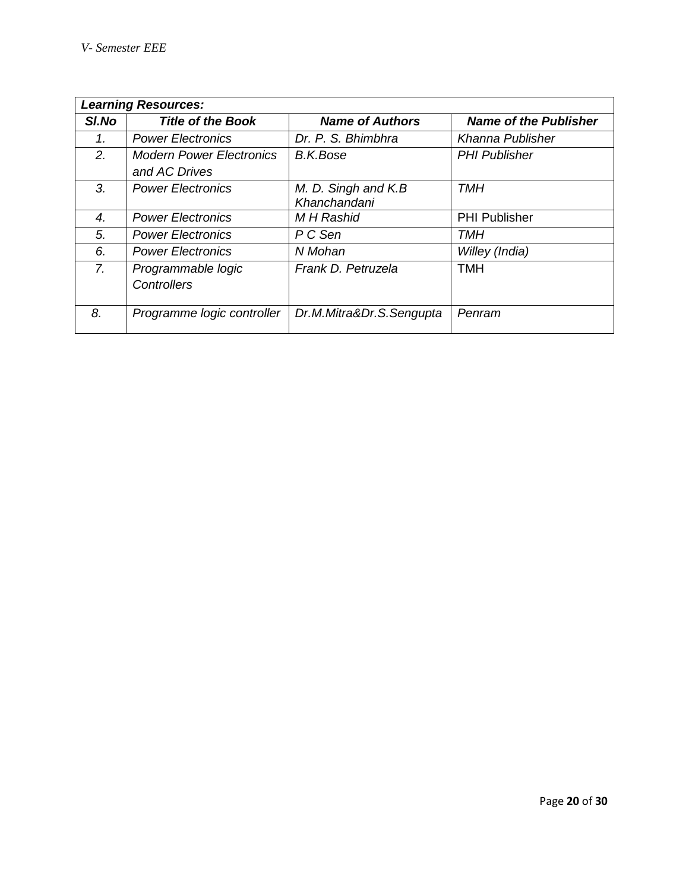| ***Learning Resources:*** | | | |
|---|---|---|---|
| ***Sl.No*** | ***Title of the Book*** | ***Name of Authors*** | ***Name of the Publisher*** |
| *1.* | *Power Electronics* | *Dr. P. S. Bhimbhra* | *Khanna Publisher* |
| *2.* | *Modern Power Electronics and AC Drives* | *B.K.Bose* | *PHI Publisher* |
| *3.* | *Power Electronics* | *M. D. Singh and K.B Khanchandani* | *TMH* |
| *4.* | *Power Electronics* | *M H Rashid* | PHI Publisher |
| *5.* | *Power Electronics* | *P C Sen* | *TMH* |
| *6.* | *Power Electronics* | *N Mohan* | *Willey (India)* |
| *7.* | *Programmable logic Controllers* | *Frank D. Petruzela* | TMH |
| *8.* | *Programme logic controller* | *Dr.M.Mitra&Dr.S.Sengupta* | *Penram* |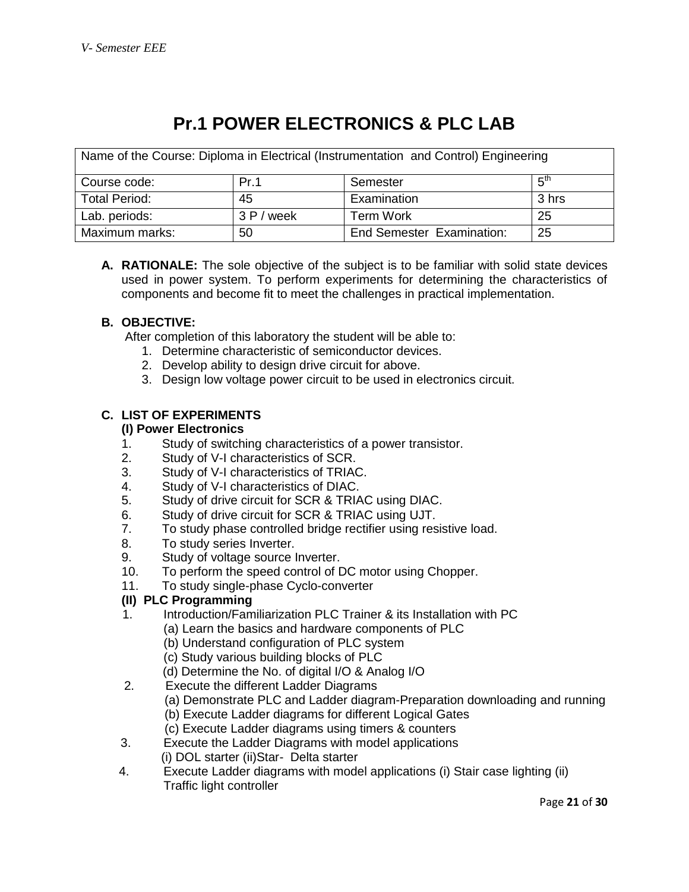# Pr.1 POWER ELECTRONICS & PLC LAB

| Name of the Course: Diploma in Electrical (Instrumentation and Control) Engineering | | | |
|---|---|---|---|
| Course code: | Pr.1 | Semester | $5^{th}$ |
| Total Period: | 45 | Examination | 3 hrs |
| Lab. periods: | 3 P / week | Term Work | 25 |
| Maximum marks: | 50 | End Semester Examination: | 25 |

**A. RATIONALE:** The sole objective of the subject is to be familiar with solid state devices used in power system. To perform experiments for determining the characteristics of components and become fit to meet the challenges in practical implementation.

**B. OBJECTIVE:**

After completion of this laboratory the student will be able to:

1. Determine characteristic of semiconductor devices.
2. Develop ability to design drive circuit for above.
3. Design low voltage power circuit to be used in electronics circuit.

**C. LIST OF EXPERIMENTS**

**(I) Power Electronics**

1. Study of switching characteristics of a power transistor.
2. Study of V-I characteristics of SCR.
3. Study of V-I characteristics of TRIAC.
4. Study of V-I characteristics of DIAC.
5. Study of drive circuit for SCR & TRIAC using DIAC.
6. Study of drive circuit for SCR & TRIAC using UJT.
7. To study phase controlled bridge rectifier using resistive load.
8. To study series Inverter.
9. Study of voltage source Inverter.
10. To perform the speed control of DC motor using Chopper.
11. To study single-phase Cyclo-converter

**(II) PLC Programming**

1. Introduction/Familiarization PLC Trainer & its Installation with PC
   - (a) Learn the basics and hardware components of PLC
   - (b) Understand configuration of PLC system
   - (c) Study various building blocks of PLC
   - (d) Determine the No. of digital I/O & Analog I/O
2. Execute the different Ladder Diagrams
   - (a) Demonstrate PLC and Ladder diagram-Preparation downloading and running
   - (b) Execute Ladder diagrams for different Logical Gates
   - (c) Execute Ladder diagrams using timers & counters
3. Execute the Ladder Diagrams with model applications
   (i) DOL starter (ii)Star- Delta starter
4. Execute Ladder diagrams with model applications (i) Stair case lighting (ii) Traffic light controller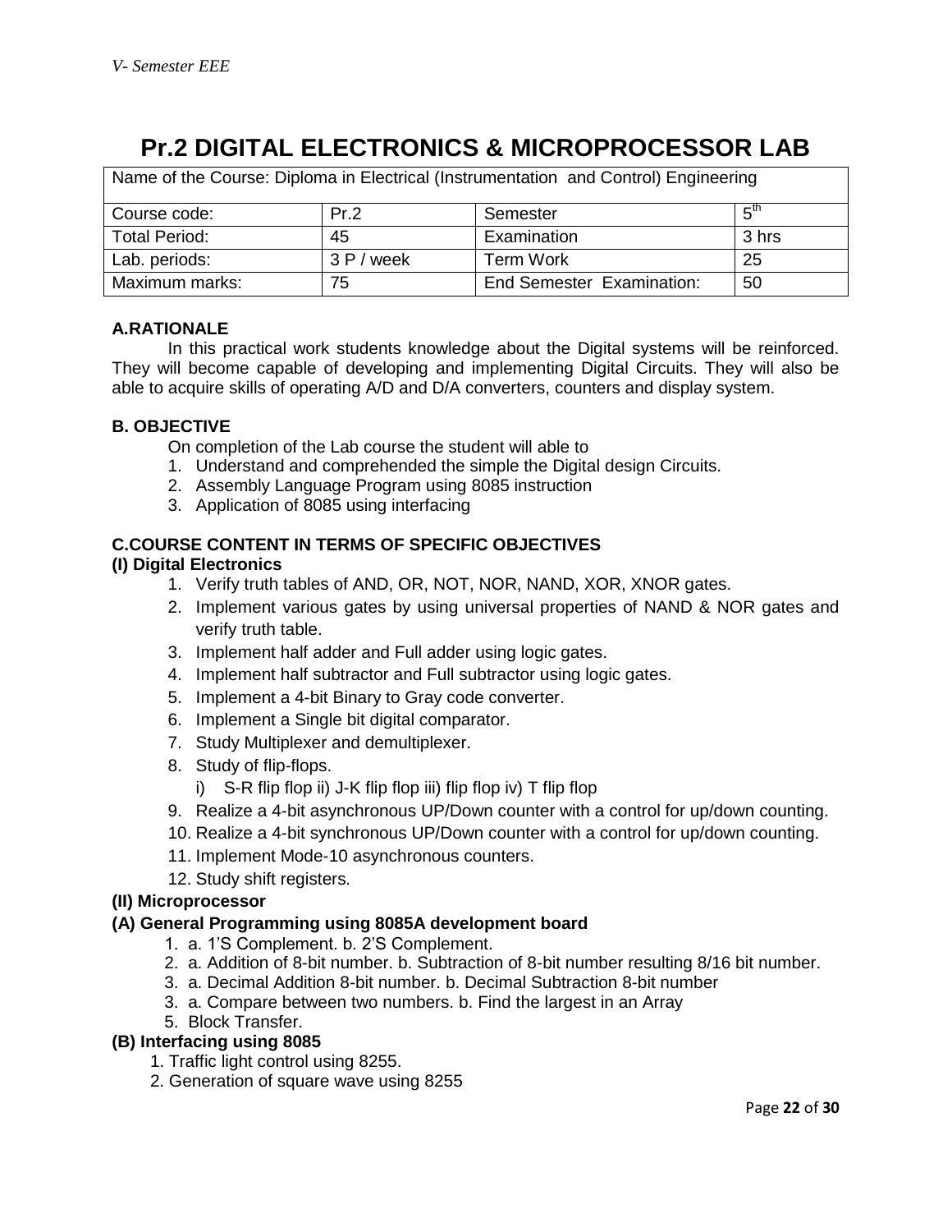# Pr.2 DIGITAL ELECTRONICS & MICROPROCESSOR LAB

| Name of the Course: Diploma in Electrical (Instrumentation and Control) Engineering | | | |
|---|---|---|---|
| Course code: | Pr.2 | Semester | 5th |
| Total Period: | 45 | Examination | 3 hrs |
| Lab. periods: | 3 P / week | Term Work | 25 |
| Maximum marks: | 75 | End Semester Examination: | 50 |

**A.RATIONALE**

In this practical work students knowledge about the Digital systems will be reinforced. They will become capable of developing and implementing Digital Circuits. They will also be able to acquire skills of operating A/D and D/A converters, counters and display system.

**B. OBJECTIVE**

On completion of the Lab course the student will able to

1. Understand and comprehended the simple the Digital design Circuits.
2. Assembly Language Program using 8085 instruction
3. Application of 8085 using interfacing

**C.COURSE CONTENT IN TERMS OF SPECIFIC OBJECTIVES**

**(I) Digital Electronics**

1. Verify truth tables of AND, OR, NOT, NOR, NAND, XOR, XNOR gates.
2. Implement various gates by using universal properties of NAND & NOR gates and verify truth table.
3. Implement half adder and Full adder using logic gates.
4. Implement half subtractor and Full subtractor using logic gates.
5. Implement a 4-bit Binary to Gray code converter.
6. Implement a Single bit digital comparator.
7. Study Multiplexer and demultiplexer.
8. Study of flip-flops.
   i) S-R flip flop ii) J-K flip flop iii) flip flop iv) T flip flop
9. Realize a 4-bit asynchronous UP/Down counter with a control for up/down counting.
10. Realize a 4-bit synchronous UP/Down counter with a control for up/down counting.
11. Implement Mode-10 asynchronous counters.
12. Study shift registers.

**(II) Microprocessor**

**(A) General Programming using 8085A development board**

1. a. 1'S Complement. b. 2'S Complement.
2. a. Addition of 8-bit number. b. Subtraction of 8-bit number resulting 8/16 bit number.
3. a. Decimal Addition 8-bit number. b. Decimal Subtraction 8-bit number
3. a. Compare between two numbers. b. Find the largest in an Array
5. Block Transfer.

**(B) Interfacing using 8085**

1. Traffic light control using 8255.
2. Generation of square wave using 8255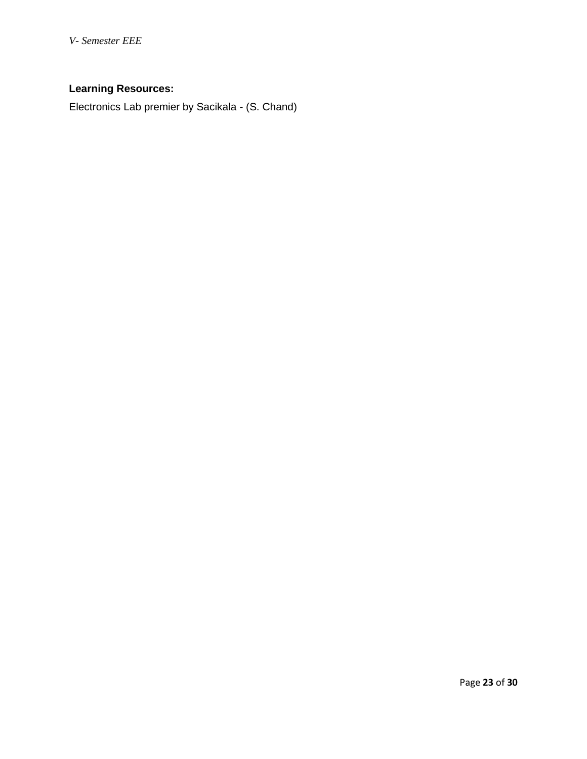**Learning Resources:**

Electronics Lab premier by Sacikala - (S. Chand)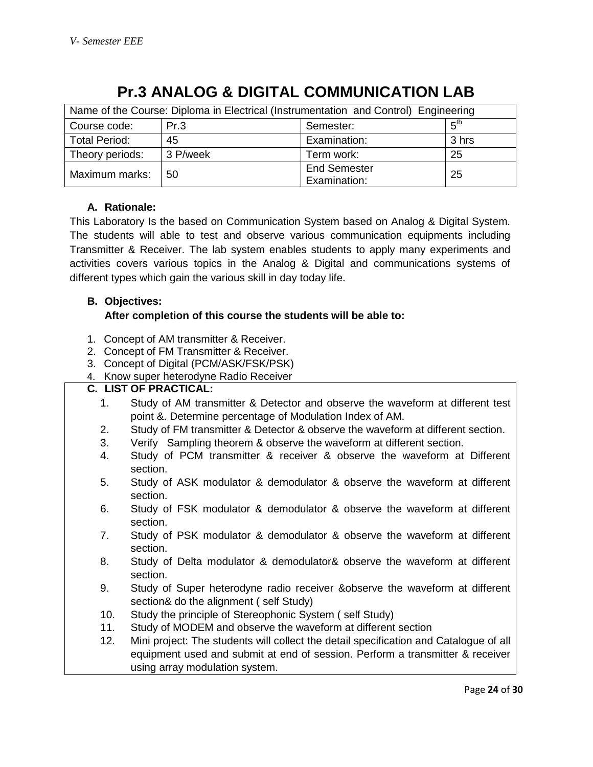# Pr.3 ANALOG & DIGITAL COMMUNICATION LAB

| Name of the Course: Diploma in Electrical (Instrumentation and Control) Engineering | | | |
|---|---|---|---|
| Course code: | Pr.3 | Semester: | 5th |
| Total Period: | 45 | Examination: | 3 hrs |
| Theory periods: | 3 P/week | Term work: | 25 |
| Maximum marks: | 50 | End Semester Examination: | 25 |

**A. Rationale:**

This Laboratory Is the based on Communication System based on Analog & Digital System. The students will able to test and observe various communication equipments including Transmitter & Receiver. The lab system enables students to apply many experiments and activities covers various topics in the Analog & Digital and communications systems of different types which gain the various skill in day today life.

**B. Objectives:**

**After completion of this course the students will be able to:**

1. Concept of AM transmitter & Receiver.
2. Concept of FM Transmitter & Receiver.
3. Concept of Digital (PCM/ASK/FSK/PSK)
4. Know super heterodyne Radio Receiver

**C. LIST OF PRACTICAL:**

1. Study of AM transmitter & Detector and observe the waveform at different test point &. Determine percentage of Modulation Index of AM.
2. Study of FM transmitter & Detector & observe the waveform at different section.
3. Verify Sampling theorem & observe the waveform at different section.
4. Study of PCM transmitter & receiver & observe the waveform at Different section.
5. Study of ASK modulator & demodulator & observe the waveform at different section.
6. Study of FSK modulator & demodulator & observe the waveform at different section.
7. Study of PSK modulator & demodulator & observe the waveform at different section.
8. Study of Delta modulator & demodulator& observe the waveform at different section.
9. Study of Super heterodyne radio receiver &observe the waveform at different section& do the alignment ( self Study)
10. Study the principle of Stereophonic System ( self Study)
11. Study of MODEM and observe the waveform at different section
12. Mini project: The students will collect the detail specification and Catalogue of all equipment used and submit at end of session. Perform a transmitter & receiver using array modulation system.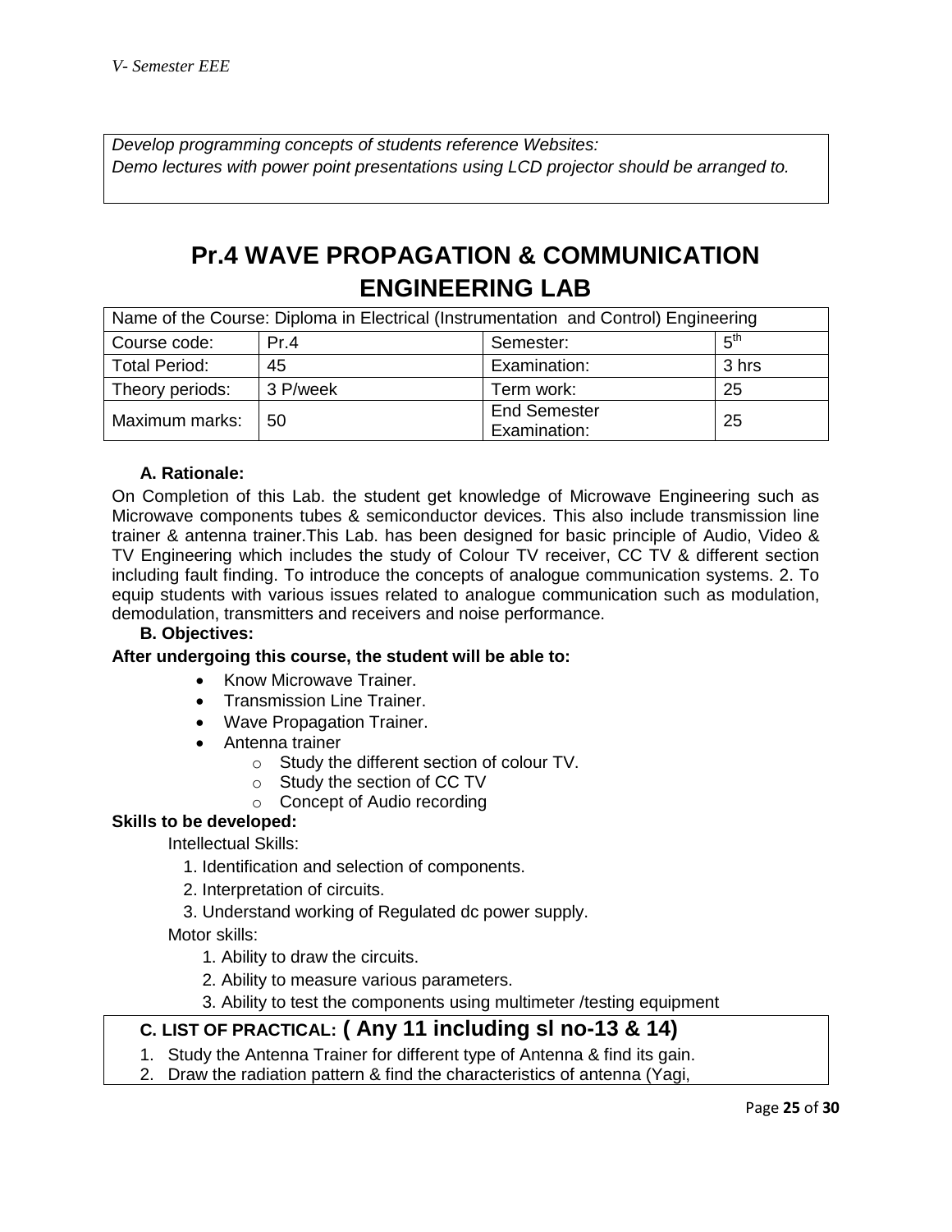*Develop programming concepts of students reference Websites:*
*Demo lectures with power point presentations using LCD projector should be arranged to.*

# Pr.4 WAVE PROPAGATION & COMMUNICATION ENGINEERING LAB

| Name of the Course: Diploma in Electrical (Instrumentation and Control) Engineering | | | |
|---|---|---|---|
| Course code: | Pr.4 | Semester: | 5th |
| Total Period: | 45 | Examination: | 3 hrs |
| Theory periods: | 3 P/week | Term work: | 25 |
| Maximum marks: | 50 | End Semester Examination: | 25 |

### A. Rationale:

On Completion of this Lab. the student get knowledge of Microwave Engineering such as Microwave components tubes & semiconductor devices. This also include transmission line trainer & antenna trainer.This Lab. has been designed for basic principle of Audio, Video & TV Engineering which includes the study of Colour TV receiver, CC TV & different section including fault finding. To introduce the concepts of analogue communication systems. 2. To equip students with various issues related to analogue communication such as modulation, demodulation, transmitters and receivers and noise performance.

### B. Objectives:

**After undergoing this course, the student will be able to:**

- Know Microwave Trainer.
- Transmission Line Trainer.
- Wave Propagation Trainer.
- Antenna trainer
  - Study the different section of colour TV.
  - Study the section of CC TV
  - Concept of Audio recording

**Skills to be developed:**

Intellectual Skills:

1. Identification and selection of components.
2. Interpretation of circuits.
3. Understand working of Regulated dc power supply.

Motor skills:

1. Ability to draw the circuits.
2. Ability to measure various parameters.
3. Ability to test the components using multimeter /testing equipment

### C. LIST OF PRACTICAL: ( Any 11 including sl no-13 & 14)

1. Study the Antenna Trainer for different type of Antenna & find its gain.
2. Draw the radiation pattern & find the characteristics of antenna (Yagi,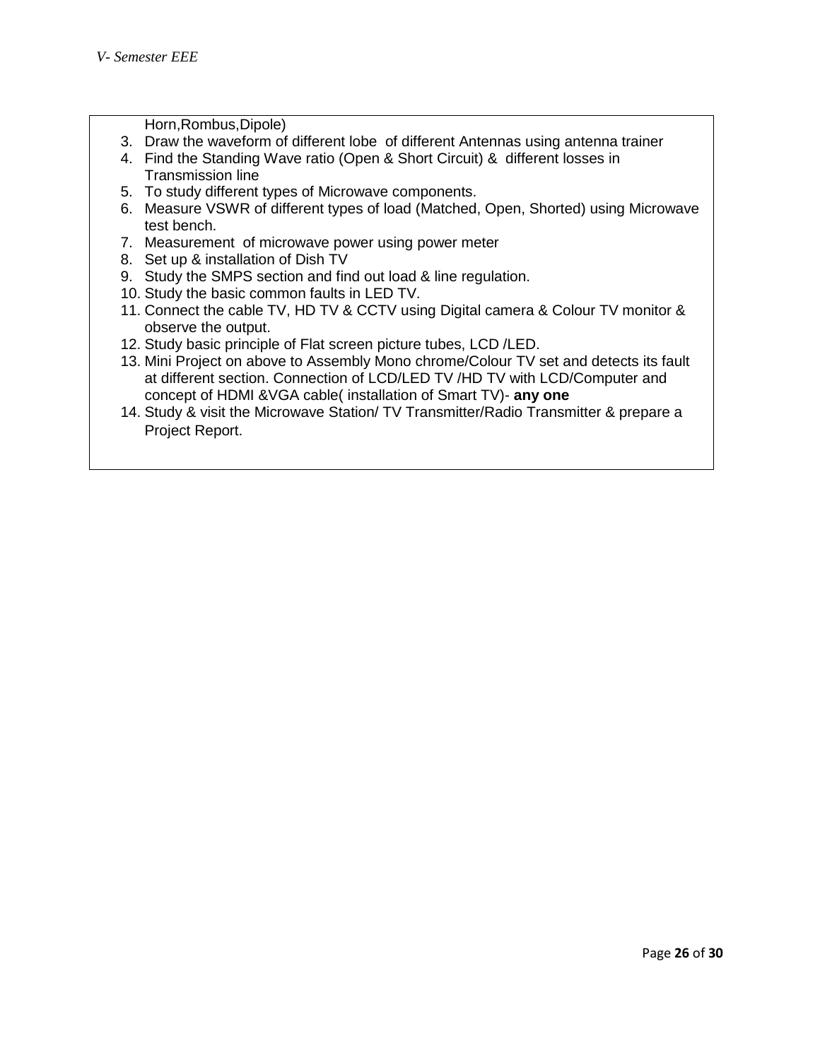Horn,Rombus,Dipole)

3. Draw the waveform of different lobe of different Antennas using antenna trainer
4. Find the Standing Wave ratio (Open & Short Circuit) & different losses in Transmission line
5. To study different types of Microwave components.
6. Measure VSWR of different types of load (Matched, Open, Shorted) using Microwave test bench.
7. Measurement of microwave power using power meter
8. Set up & installation of Dish TV
9. Study the SMPS section and find out load & line regulation.
10. Study the basic common faults in LED TV.
11. Connect the cable TV, HD TV & CCTV using Digital camera & Colour TV monitor & observe the output.
12. Study basic principle of Flat screen picture tubes, LCD /LED.
13. Mini Project on above to Assembly Mono chrome/Colour TV set and detects its fault at different section. Connection of LCD/LED TV /HD TV with LCD/Computer and concept of HDMI &VGA cable( installation of Smart TV)- **any one**
14. Study & visit the Microwave Station/ TV Transmitter/Radio Transmitter & prepare a Project Report.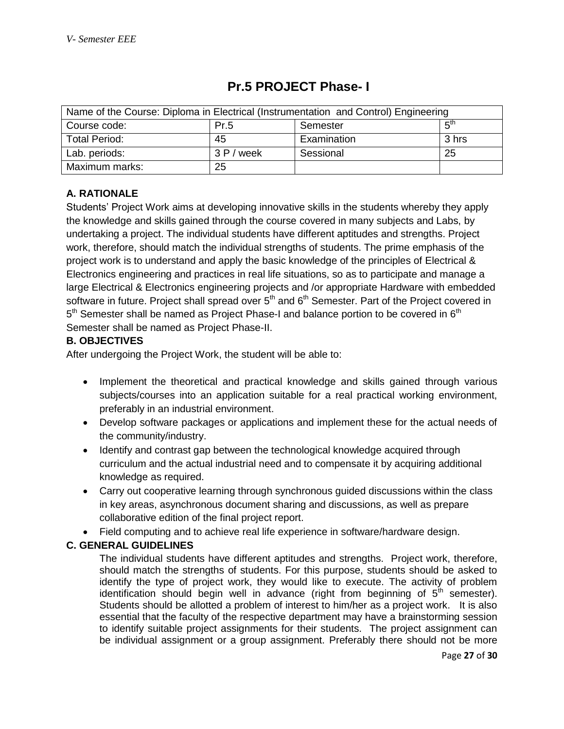# Pr.5 PROJECT Phase- I

| Name of the Course: Diploma in Electrical (Instrumentation and Control) Engineering | | | |
|---|---|---|---|
| Course code: | Pr.5 | Semester | 5th |
| Total Period: | 45 | Examination | 3 hrs |
| Lab. periods: | 3 P / week | Sessional | 25 |
| Maximum marks: | 25 | | |

**A. RATIONALE**

Students' Project Work aims at developing innovative skills in the students whereby they apply the knowledge and skills gained through the course covered in many subjects and Labs, by undertaking a project. The individual students have different aptitudes and strengths. Project work, therefore, should match the individual strengths of students. The prime emphasis of the project work is to understand and apply the basic knowledge of the principles of Electrical & Electronics engineering and practices in real life situations, so as to participate and manage a large Electrical & Electronics engineering projects and /or appropriate Hardware with embedded software in future. Project shall spread over 5th and 6th Semester. Part of the Project covered in 5th Semester shall be named as Project Phase-I and balance portion to be covered in 6th Semester shall be named as Project Phase-II.

**B. OBJECTIVES**

After undergoing the Project Work, the student will be able to:

- Implement the theoretical and practical knowledge and skills gained through various subjects/courses into an application suitable for a real practical working environment, preferably in an industrial environment.
- Develop software packages or applications and implement these for the actual needs of the community/industry.
- Identify and contrast gap between the technological knowledge acquired through curriculum and the actual industrial need and to compensate it by acquiring additional knowledge as required.
- Carry out cooperative learning through synchronous guided discussions within the class in key areas, asynchronous document sharing and discussions, as well as prepare collaborative edition of the final project report.
- Field computing and to achieve real life experience in software/hardware design.

**C. GENERAL GUIDELINES**

The individual students have different aptitudes and strengths. Project work, therefore, should match the strengths of students. For this purpose, students should be asked to identify the type of project work, they would like to execute. The activity of problem identification should begin well in advance (right from beginning of 5th semester). Students should be allotted a problem of interest to him/her as a project work. It is also essential that the faculty of the respective department may have a brainstorming session to identify suitable project assignments for their students. The project assignment can be individual assignment or a group assignment. Preferably there should not be more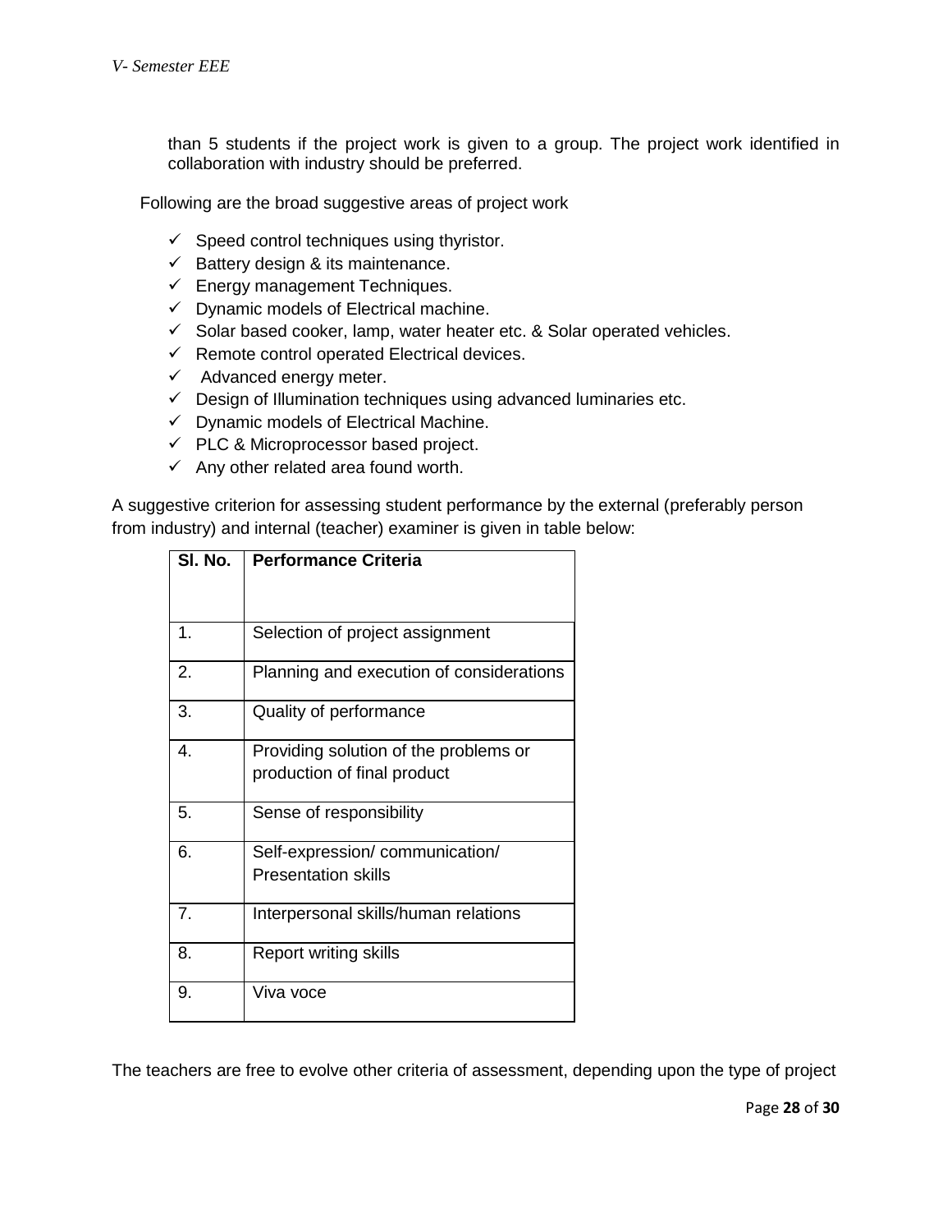than 5 students if the project work is given to a group. The project work identified in collaboration with industry should be preferred.

Following are the broad suggestive areas of project work

- ✓ Speed control techniques using thyristor.
- ✓ Battery design & its maintenance.
- ✓ Energy management Techniques.
- ✓ Dynamic models of Electrical machine.
- ✓ Solar based cooker, lamp, water heater etc. & Solar operated vehicles.
- ✓ Remote control operated Electrical devices.
- ✓ Advanced energy meter.
- ✓ Design of Illumination techniques using advanced luminaries etc.
- ✓ Dynamic models of Electrical Machine.
- ✓ PLC & Microprocessor based project.
- ✓ Any other related area found worth.

A suggestive criterion for assessing student performance by the external (preferably person from industry) and internal (teacher) examiner is given in table below:

| Sl. No. | Performance Criteria |
|---|---|
| 1. | Selection of project assignment |
| 2. | Planning and execution of considerations |
| 3. | Quality of performance |
| 4. | Providing solution of the problems or production of final product |
| 5. | Sense of responsibility |
| 6. | Self-expression/ communication/ Presentation skills |
| 7. | Interpersonal skills/human relations |
| 8. | Report writing skills |
| 9. | Viva voce |

The teachers are free to evolve other criteria of assessment, depending upon the type of project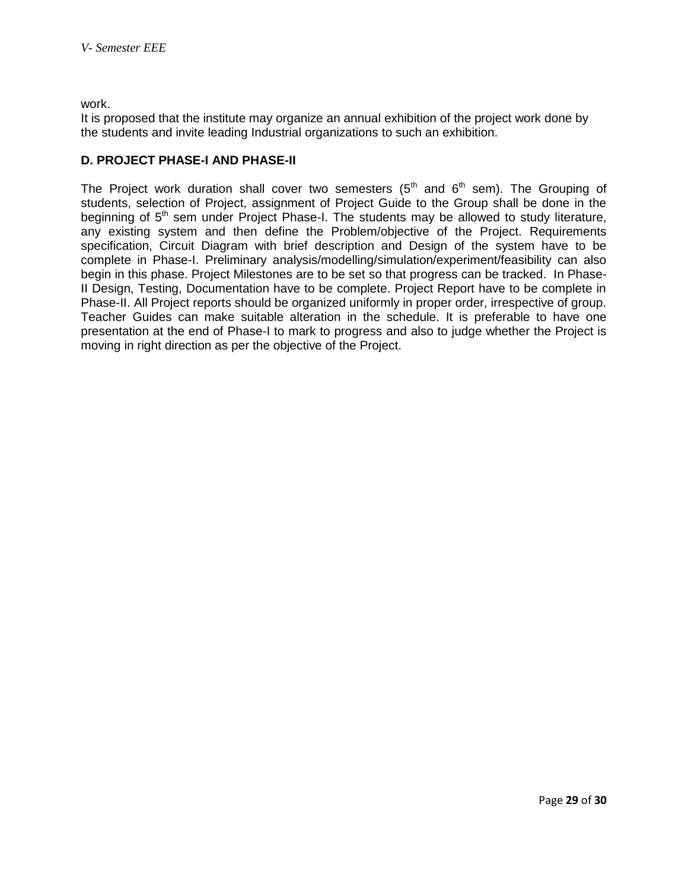work.

It is proposed that the institute may organize an annual exhibition of the project work done by the students and invite leading Industrial organizations to such an exhibition.

### D. PROJECT PHASE-I AND PHASE-II

The Project work duration shall cover two semesters (5th and 6th sem). The Grouping of students, selection of Project, assignment of Project Guide to the Group shall be done in the beginning of 5th sem under Project Phase-I. The students may be allowed to study literature, any existing system and then define the Problem/objective of the Project. Requirements specification, Circuit Diagram with brief description and Design of the system have to be complete in Phase-I. Preliminary analysis/modelling/simulation/experiment/feasibility can also begin in this phase. Project Milestones are to be set so that progress can be tracked. In Phase-II Design, Testing, Documentation have to be complete. Project Report have to be complete in Phase-II. All Project reports should be organized uniformly in proper order, irrespective of group. Teacher Guides can make suitable alteration in the schedule. It is preferable to have one presentation at the end of Phase-I to mark to progress and also to judge whether the Project is moving in right direction as per the objective of the Project.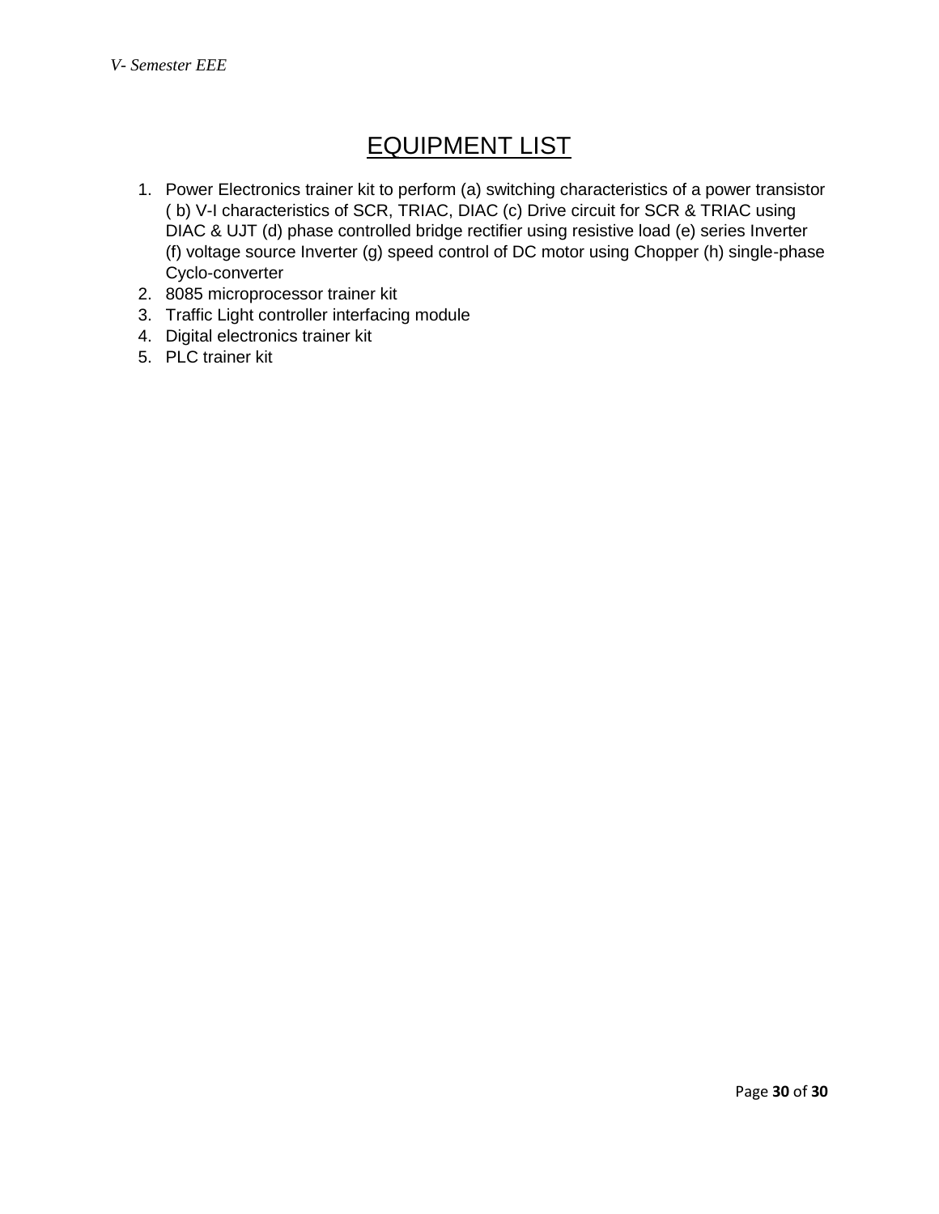# EQUIPMENT LIST

1. Power Electronics trainer kit to perform (a) switching characteristics of a power transistor ( b) V-I characteristics of SCR, TRIAC, DIAC (c) Drive circuit for SCR & TRIAC using DIAC & UJT (d) phase controlled bridge rectifier using resistive load (e) series Inverter (f) voltage source Inverter (g) speed control of DC motor using Chopper (h) single-phase Cyclo-converter
2. 8085 microprocessor trainer kit
3. Traffic Light controller interfacing module
4. Digital electronics trainer kit
5. PLC trainer kit